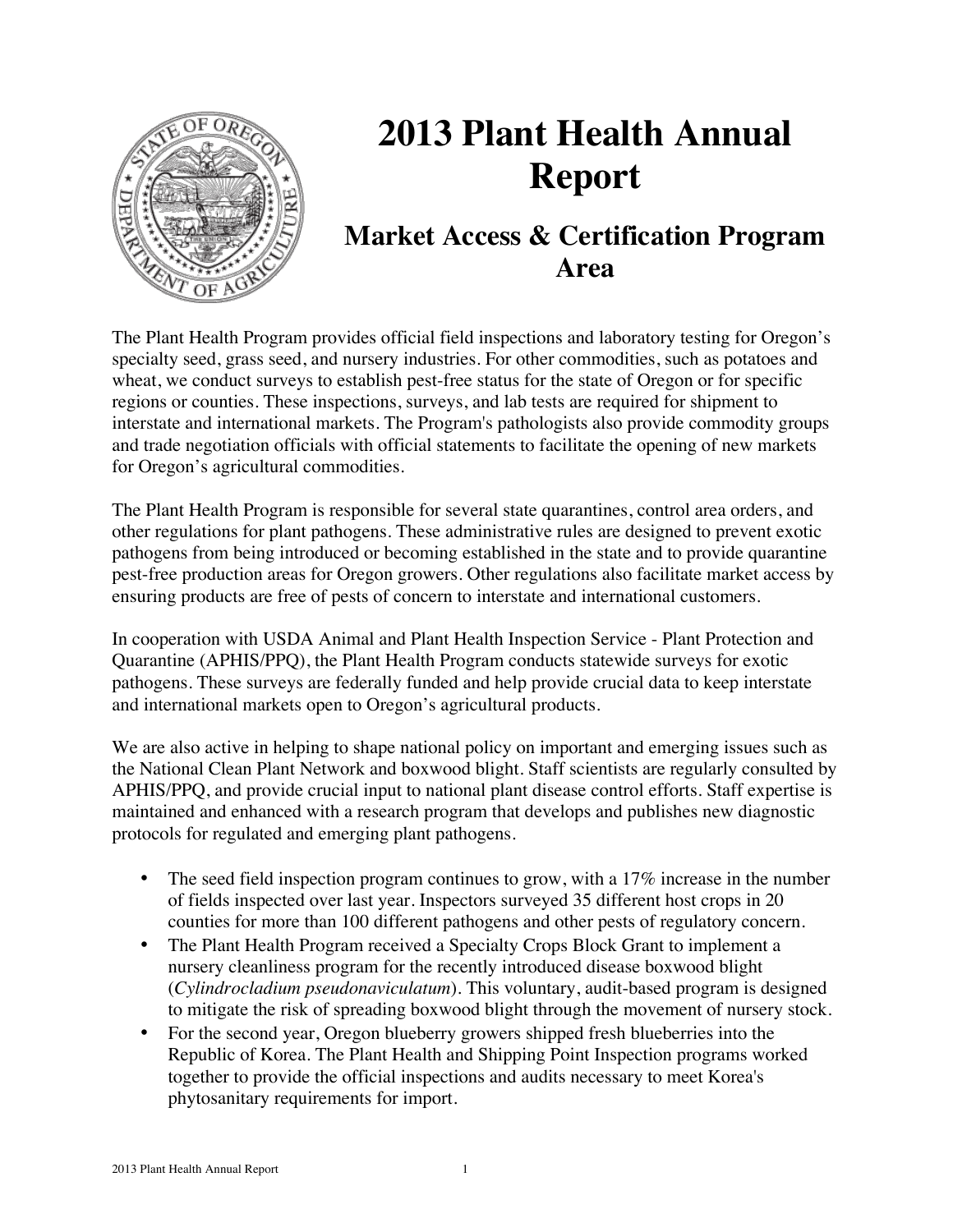# 2013 Plant Health Annual Report

## Market Access & Certification Program Area

The Plant Health Program provides official field inspections and laboratory testing for Oregon's specialty seed, grass seed, and nursery industries. For other commodities, such as potatoes and wheat, we conduct surveys to establish pest-free status for the state of Oregon or for specific regions or counties. These inspections, surveys, and lab tests are required for shipment to interstate and international markets. The Program's pathologists also provide commodity groups and trade negotiation officials with official statements to facilitate the opening of new markets for Oregon's agricultural commodities.

The Plant Health Program is responsible for several state quarantines, control area orders, and other regulations for plant pathogens. These administrative rules are designed to prevent exotic pathogens from being introduced or becoming established in the state and to provide quarantine pest-free production areas for Oregon growers. Other regulations also facilitate market access by ensuring products are free of pests of concern to interstate and international customers.

In cooperation with USDA Animal and Plant Health Inspection Service - Plant Protection and Quarantine (APHIS/PPQ), the Plant Health Program conducts statewide surveys for exotic pathogens. These surveys are federally funded and help provide crucial data to keep interstate and international markets open to Oregon's agricultural products.

We are also active in helping to shape national policy on important and emerging issues such as the National Clean Plant Network and boxwood blight. Staff scientists are regularly consulted by APHIS/PPQ, and provide crucial input to national plant disease control efforts. Staff expertise is maintained and enhanced with a research program that develops and publishes new diagnostic protocols for regulated and emerging plant pathogens.

- The seed field inspection program continues to grow, with a 17% increase in the number of fields inspected over last year. Inspectors surveyed 35 different host crops in 20 counties for more than 100 different pathogens and other pests of regulatory concern.
- The Plant Health Program received a Specialty Crops Block Grant to implement a nursery cleanliness program for the recently introduced disease boxwood blight (*Cylindrocladium pseudonaviculatum*). This voluntary, audit-based program is designed to mitigate the risk of spreading boxwood blight through the movement of nursery stock.
- For the second year, Oregon blueberry growers shipped fresh blueberries into the Republic of Korea. The Plant Health and Shipping Point Inspection programs worked together to provide the official inspections and audits necessary to meet Korea's phytosanitary requirements for import.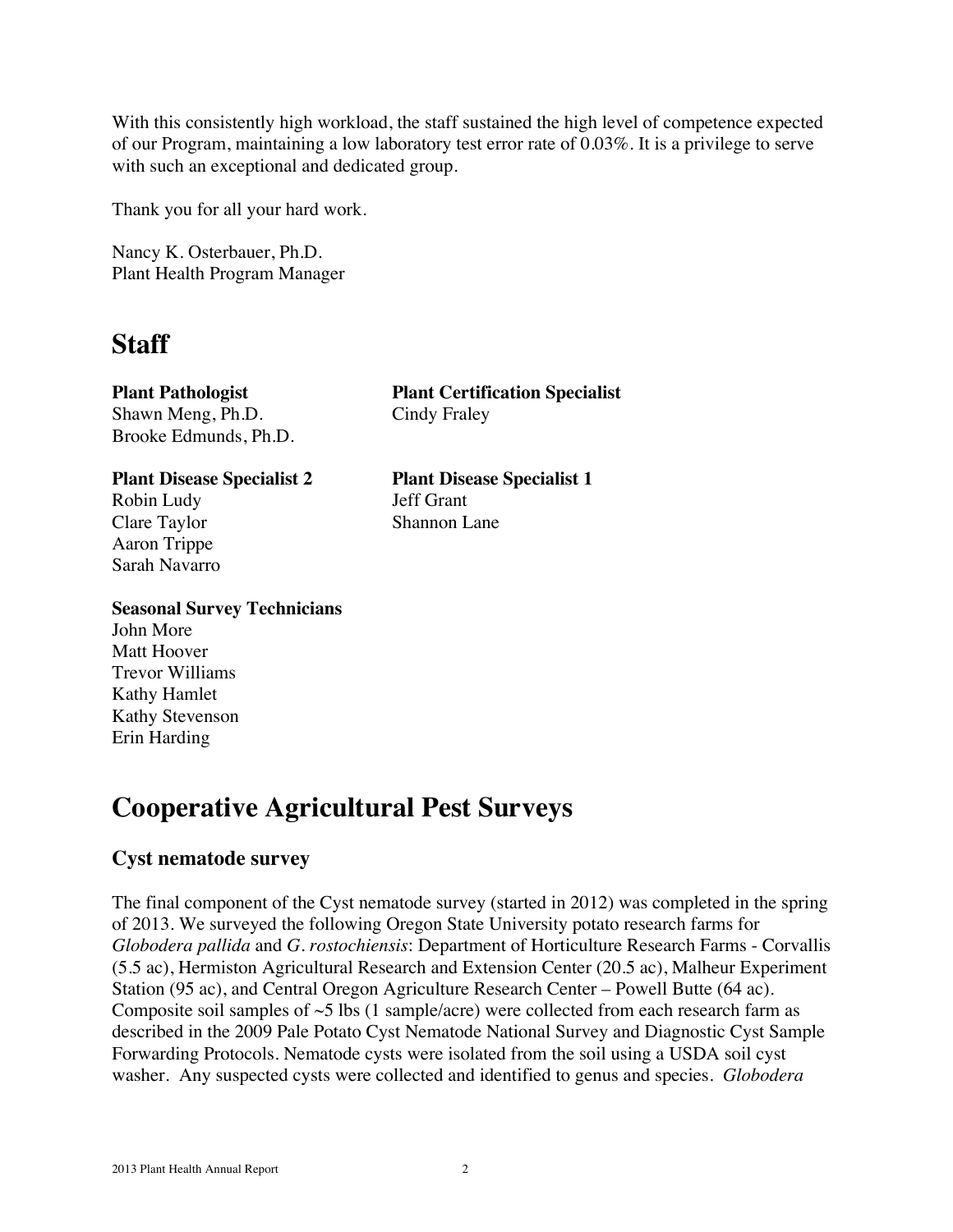With this consistently high workload, the staff sustained the high level of competence expected of our Program, maintaining a low laboratory test error rate of 0.03%. It is a privilege to serve with such an exceptional and dedicated group.

Thank you for all your hard work.

Nancy K. Osterbauer, Ph.D.
Plant Health Program Manager

# Staff

**Plant Pathologist**
Shawn Meng, Ph.D.
Brooke Edmunds, Ph.D.

**Plant Certification Specialist**
Cindy Fraley

**Plant Disease Specialist 2**
Robin Ludy
Clare Taylor
Aaron Trippe
Sarah Navarro

**Plant Disease Specialist 1**
Jeff Grant
Shannon Lane

**Seasonal Survey Technicians**
John More
Matt Hoover
Trevor Williams
Kathy Hamlet
Kathy Stevenson
Erin Harding

# Cooperative Agricultural Pest Surveys

## Cyst nematode survey

The final component of the Cyst nematode survey (started in 2012) was completed in the spring of 2013. We surveyed the following Oregon State University potato research farms for *Globodera pallida* and *G. rostochiensis*: Department of Horticulture Research Farms - Corvallis (5.5 ac), Hermiston Agricultural Research and Extension Center (20.5 ac), Malheur Experiment Station (95 ac), and Central Oregon Agriculture Research Center – Powell Butte (64 ac). Composite soil samples of ~5 lbs (1 sample/acre) were collected from each research farm as described in the 2009 Pale Potato Cyst Nematode National Survey and Diagnostic Cyst Sample Forwarding Protocols. Nematode cysts were isolated from the soil using a USDA soil cyst washer. Any suspected cysts were collected and identified to genus and species. *Globodera*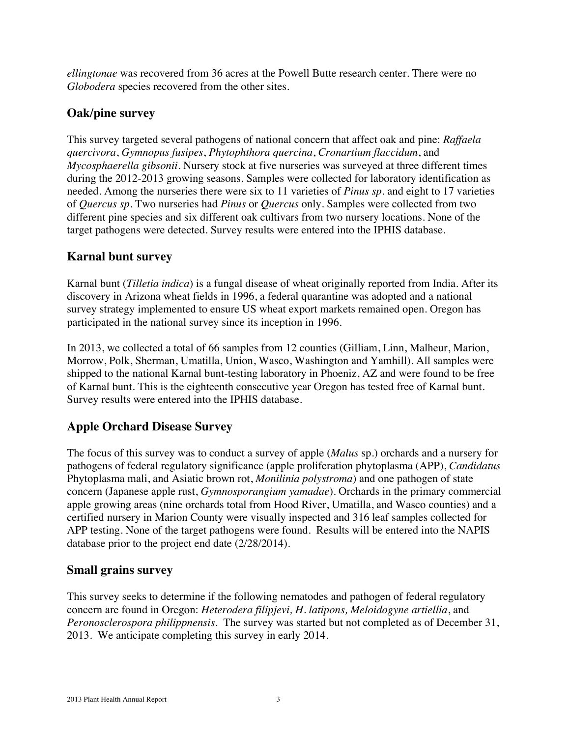*ellingtonae* was recovered from 36 acres at the Powell Butte research center. There were no *Globodera* species recovered from the other sites.

## Oak/pine survey

This survey targeted several pathogens of national concern that affect oak and pine: *Raffaela quercivora*, *Gymnopus fusipes*, *Phytophthora quercina*, *Cronartium flaccidum*, and *Mycosphaerella gibsonii*. Nursery stock at five nurseries was surveyed at three different times during the 2012-2013 growing seasons. Samples were collected for laboratory identification as needed. Among the nurseries there were six to 11 varieties of *Pinus sp*. and eight to 17 varieties of *Quercus sp*. Two nurseries had *Pinus* or *Quercus* only. Samples were collected from two different pine species and six different oak cultivars from two nursery locations. None of the target pathogens were detected. Survey results were entered into the IPHIS database.

## Karnal bunt survey

Karnal bunt (*Tilletia indica*) is a fungal disease of wheat originally reported from India. After its discovery in Arizona wheat fields in 1996, a federal quarantine was adopted and a national survey strategy implemented to ensure US wheat export markets remained open. Oregon has participated in the national survey since its inception in 1996.

In 2013, we collected a total of 66 samples from 12 counties (Gilliam, Linn, Malheur, Marion, Morrow, Polk, Sherman, Umatilla, Union, Wasco, Washington and Yamhill). All samples were shipped to the national Karnal bunt-testing laboratory in Phoeniz, AZ and were found to be free of Karnal bunt. This is the eighteenth consecutive year Oregon has tested free of Karnal bunt. Survey results were entered into the IPHIS database.

## Apple Orchard Disease Survey

The focus of this survey was to conduct a survey of apple (*Malus* sp.) orchards and a nursery for pathogens of federal regulatory significance (apple proliferation phytoplasma (APP), *Candidatus* Phytoplasma mali, and Asiatic brown rot, *Monilinia polystroma*) and one pathogen of state concern (Japanese apple rust, *Gymnosporangium yamadae*). Orchards in the primary commercial apple growing areas (nine orchards total from Hood River, Umatilla, and Wasco counties) and a certified nursery in Marion County were visually inspected and 316 leaf samples collected for APP testing. None of the target pathogens were found. Results will be entered into the NAPIS database prior to the project end date (2/28/2014).

## Small grains survey

This survey seeks to determine if the following nematodes and pathogen of federal regulatory concern are found in Oregon: *Heterodera filipjevi, H. latipons, Meloidogyne artiellia*, and *Peronosclerospora philippnensis*. The survey was started but not completed as of December 31, 2013. We anticipate completing this survey in early 2014.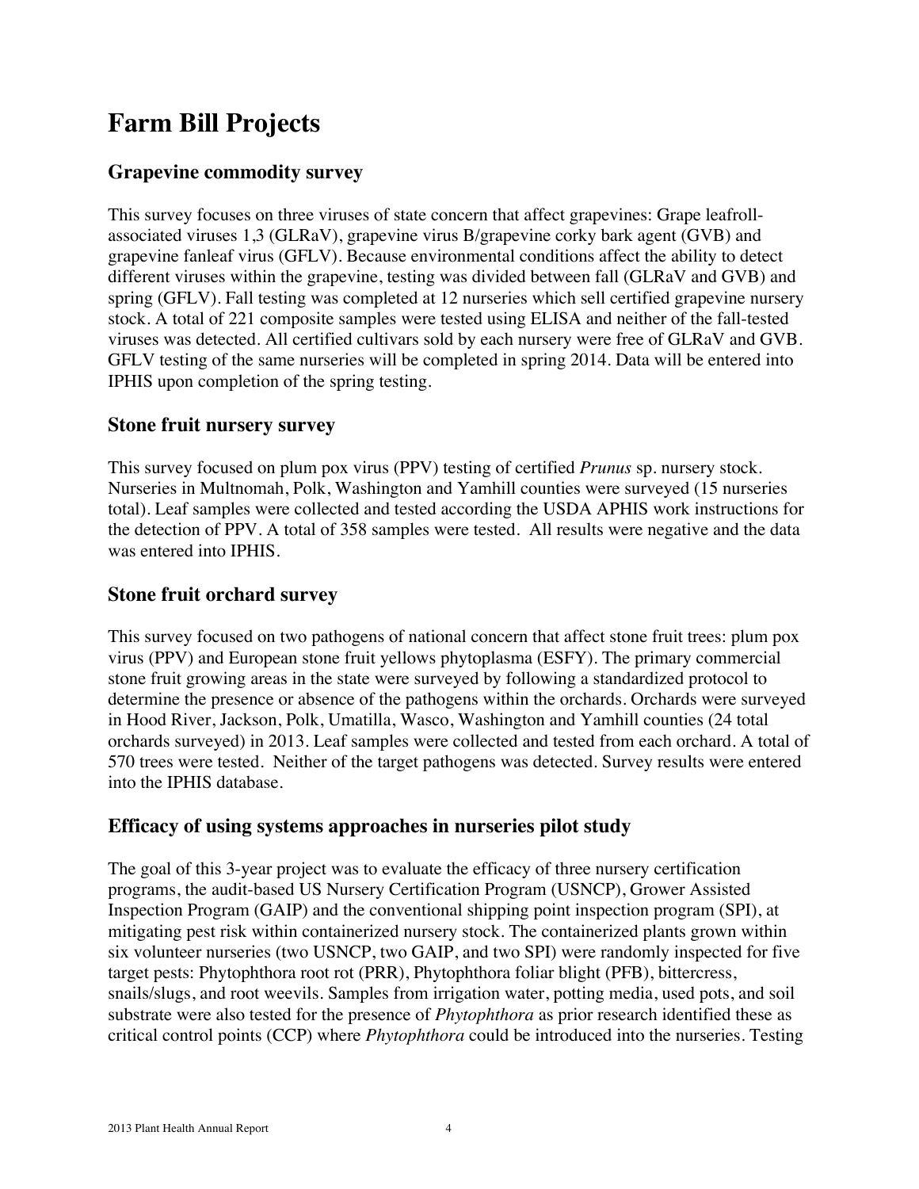# Farm Bill Projects

## Grapevine commodity survey

This survey focuses on three viruses of state concern that affect grapevines: Grape leafroll-associated viruses 1,3 (GLRaV), grapevine virus B/grapevine corky bark agent (GVB) and grapevine fanleaf virus (GFLV). Because environmental conditions affect the ability to detect different viruses within the grapevine, testing was divided between fall (GLRaV and GVB) and spring (GFLV). Fall testing was completed at 12 nurseries which sell certified grapevine nursery stock. A total of 221 composite samples were tested using ELISA and neither of the fall-tested viruses was detected. All certified cultivars sold by each nursery were free of GLRaV and GVB. GFLV testing of the same nurseries will be completed in spring 2014. Data will be entered into IPHIS upon completion of the spring testing.

## Stone fruit nursery survey

This survey focused on plum pox virus (PPV) testing of certified *Prunus* sp. nursery stock. Nurseries in Multnomah, Polk, Washington and Yamhill counties were surveyed (15 nurseries total). Leaf samples were collected and tested according the USDA APHIS work instructions for the detection of PPV. A total of 358 samples were tested. All results were negative and the data was entered into IPHIS.

## Stone fruit orchard survey

This survey focused on two pathogens of national concern that affect stone fruit trees: plum pox virus (PPV) and European stone fruit yellows phytoplasma (ESFY). The primary commercial stone fruit growing areas in the state were surveyed by following a standardized protocol to determine the presence or absence of the pathogens within the orchards. Orchards were surveyed in Hood River, Jackson, Polk, Umatilla, Wasco, Washington and Yamhill counties (24 total orchards surveyed) in 2013. Leaf samples were collected and tested from each orchard. A total of 570 trees were tested. Neither of the target pathogens was detected. Survey results were entered into the IPHIS database.

## Efficacy of using systems approaches in nurseries pilot study

The goal of this 3-year project was to evaluate the efficacy of three nursery certification programs, the audit-based US Nursery Certification Program (USNCP), Grower Assisted Inspection Program (GAIP) and the conventional shipping point inspection program (SPI), at mitigating pest risk within containerized nursery stock. The containerized plants grown within six volunteer nurseries (two USNCP, two GAIP, and two SPI) were randomly inspected for five target pests: Phytophthora root rot (PRR), Phytophthora foliar blight (PFB), bittercress, snails/slugs, and root weevils. Samples from irrigation water, potting media, used pots, and soil substrate were also tested for the presence of *Phytophthora* as prior research identified these as critical control points (CCP) where *Phytophthora* could be introduced into the nurseries. Testing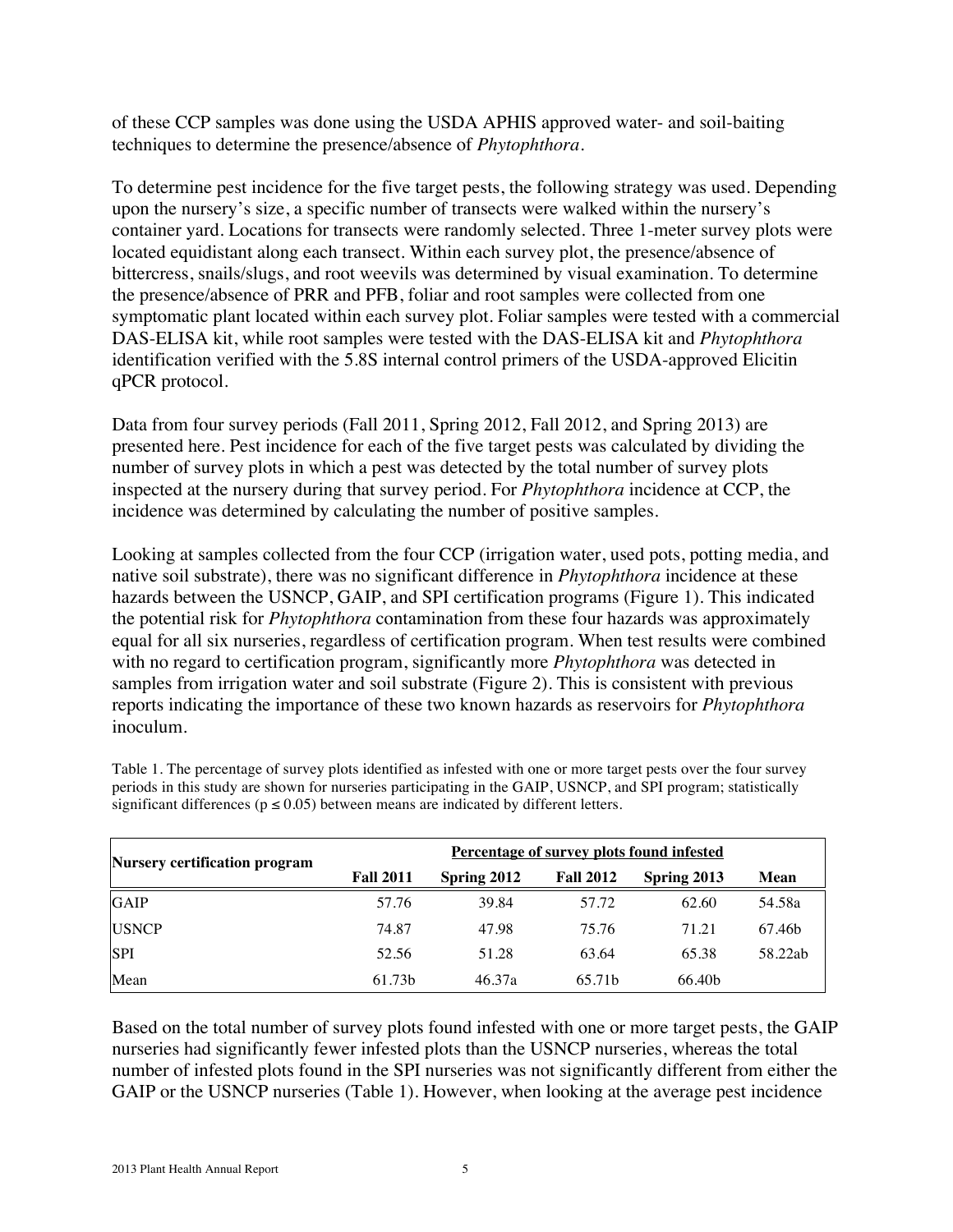of these CCP samples was done using the USDA APHIS approved water- and soil-baiting techniques to determine the presence/absence of *Phytophthora*.

To determine pest incidence for the five target pests, the following strategy was used. Depending upon the nursery's size, a specific number of transects were walked within the nursery's container yard. Locations for transects were randomly selected. Three 1-meter survey plots were located equidistant along each transect. Within each survey plot, the presence/absence of bittercress, snails/slugs, and root weevils was determined by visual examination. To determine the presence/absence of PRR and PFB, foliar and root samples were collected from one symptomatic plant located within each survey plot. Foliar samples were tested with a commercial DAS-ELISA kit, while root samples were tested with the DAS-ELISA kit and *Phytophthora* identification verified with the 5.8S internal control primers of the USDA-approved Elicitin qPCR protocol.

Data from four survey periods (Fall 2011, Spring 2012, Fall 2012, and Spring 2013) are presented here. Pest incidence for each of the five target pests was calculated by dividing the number of survey plots in which a pest was detected by the total number of survey plots inspected at the nursery during that survey period. For *Phytophthora* incidence at CCP, the incidence was determined by calculating the number of positive samples.

Looking at samples collected from the four CCP (irrigation water, used pots, potting media, and native soil substrate), there was no significant difference in *Phytophthora* incidence at these hazards between the USNCP, GAIP, and SPI certification programs (Figure 1). This indicated the potential risk for *Phytophthora* contamination from these four hazards was approximately equal for all six nurseries, regardless of certification program. When test results were combined with no regard to certification program, significantly more *Phytophthora* was detected in samples from irrigation water and soil substrate (Figure 2). This is consistent with previous reports indicating the importance of these two known hazards as reservoirs for *Phytophthora* inoculum.

Table 1. The percentage of survey plots identified as infested with one or more target pests over the four survey periods in this study are shown for nurseries participating in the GAIP, USNCP, and SPI program; statistically significant differences ($p \leq 0.05$) between means are indicated by different letters.

| Nursery certification program | Percentage of survey plots found infested | | | | |
|---|---|---|---|---|---|
| | **Fall 2011** | **Spring 2012** | **Fall 2012** | **Spring 2013** | **Mean** |
| GAIP | 57.76 | 39.84 | 57.72 | 62.60 | 54.58a |
| USNCP | 74.87 | 47.98 | 75.76 | 71.21 | 67.46b |
| SPI | 52.56 | 51.28 | 63.64 | 65.38 | 58.22ab |
| Mean | 61.73b | 46.37a | 65.71b | 66.40b | |

Based on the total number of survey plots found infested with one or more target pests, the GAIP nurseries had significantly fewer infested plots than the USNCP nurseries, whereas the total number of infested plots found in the SPI nurseries was not significantly different from either the GAIP or the USNCP nurseries (Table 1). However, when looking at the average pest incidence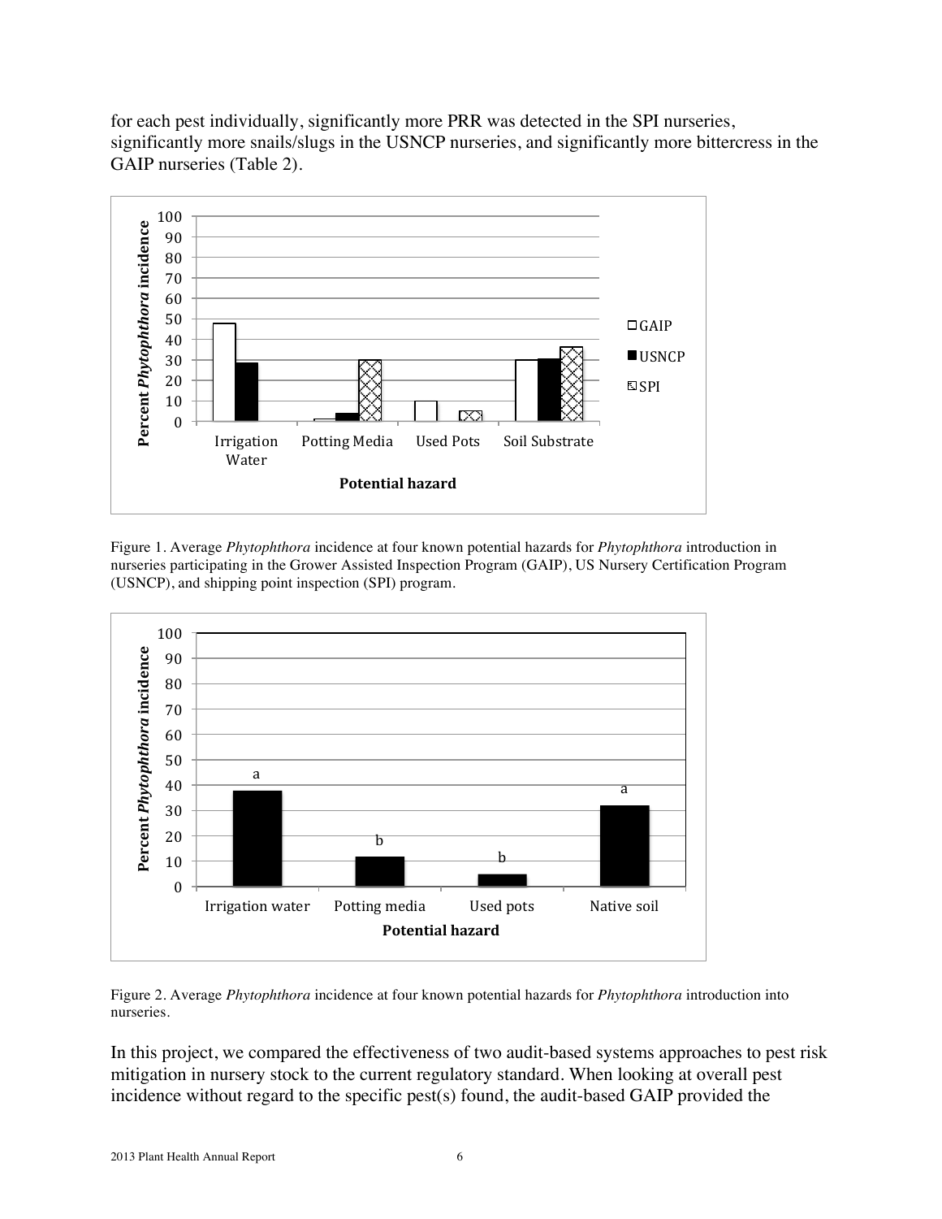for each pest individually, significantly more PRR was detected in the SPI nurseries, significantly more snails/slugs in the USNCP nurseries, and significantly more bittercress in the GAIP nurseries (Table 2).

Figure 1. Average *Phytophthora* incidence at four known potential hazards for *Phytophthora* introduction in nurseries participating in the Grower Assisted Inspection Program (GAIP), US Nursery Certification Program (USNCP), and shipping point inspection (SPI) program.

Figure 2. Average *Phytophthora* incidence at four known potential hazards for *Phytophthora* introduction into nurseries.

In this project, we compared the effectiveness of two audit-based systems approaches to pest risk mitigation in nursery stock to the current regulatory standard. When looking at overall pest incidence without regard to the specific pest(s) found, the audit-based GAIP provided the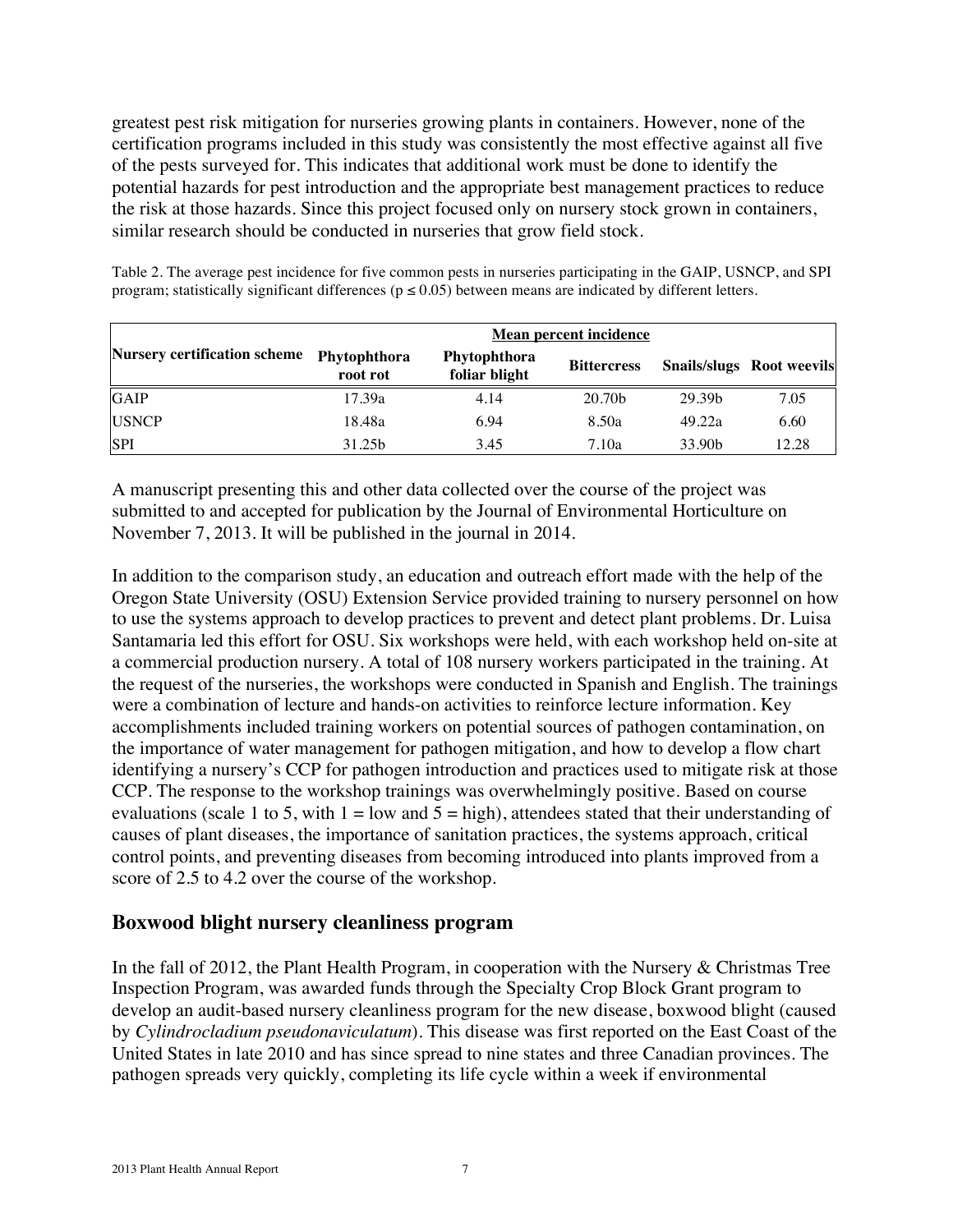greatest pest risk mitigation for nurseries growing plants in containers. However, none of the certification programs included in this study was consistently the most effective against all five of the pests surveyed for. This indicates that additional work must be done to identify the potential hazards for pest introduction and the appropriate best management practices to reduce the risk at those hazards. Since this project focused only on nursery stock grown in containers, similar research should be conducted in nurseries that grow field stock.

Table 2. The average pest incidence for five common pests in nurseries participating in the GAIP, USNCP, and SPI program; statistically significant differences ($p \leq 0.05$) between means are indicated by different letters.

| Nursery certification scheme | Mean percent incidence | | | | |
|---|---|---|---|---|---|
| | Phytophthora root rot | Phytophthora foliar blight | Bittercress | Snails/slugs | Root weevils |
| GAIP | 17.39a | 4.14 | 20.70b | 29.39b | 7.05 |
| USNCP | 18.48a | 6.94 | 8.50a | 49.22a | 6.60 |
| SPI | 31.25b | 3.45 | 7.10a | 33.90b | 12.28 |

A manuscript presenting this and other data collected over the course of the project was submitted to and accepted for publication by the Journal of Environmental Horticulture on November 7, 2013. It will be published in the journal in 2014.

In addition to the comparison study, an education and outreach effort made with the help of the Oregon State University (OSU) Extension Service provided training to nursery personnel on how to use the systems approach to develop practices to prevent and detect plant problems. Dr. Luisa Santamaria led this effort for OSU. Six workshops were held, with each workshop held on-site at a commercial production nursery. A total of 108 nursery workers participated in the training. At the request of the nurseries, the workshops were conducted in Spanish and English. The trainings were a combination of lecture and hands-on activities to reinforce lecture information. Key accomplishments included training workers on potential sources of pathogen contamination, on the importance of water management for pathogen mitigation, and how to develop a flow chart identifying a nursery's CCP for pathogen introduction and practices used to mitigate risk at those CCP. The response to the workshop trainings was overwhelmingly positive. Based on course evaluations (scale 1 to 5, with 1 = low and 5 = high), attendees stated that their understanding of causes of plant diseases, the importance of sanitation practices, the systems approach, critical control points, and preventing diseases from becoming introduced into plants improved from a score of 2.5 to 4.2 over the course of the workshop.

## Boxwood blight nursery cleanliness program

In the fall of 2012, the Plant Health Program, in cooperation with the Nursery & Christmas Tree Inspection Program, was awarded funds through the Specialty Crop Block Grant program to develop an audit-based nursery cleanliness program for the new disease, boxwood blight (caused by *Cylindrocladium pseudonaviculatum*). This disease was first reported on the East Coast of the United States in late 2010 and has since spread to nine states and three Canadian provinces. The pathogen spreads very quickly, completing its life cycle within a week if environmental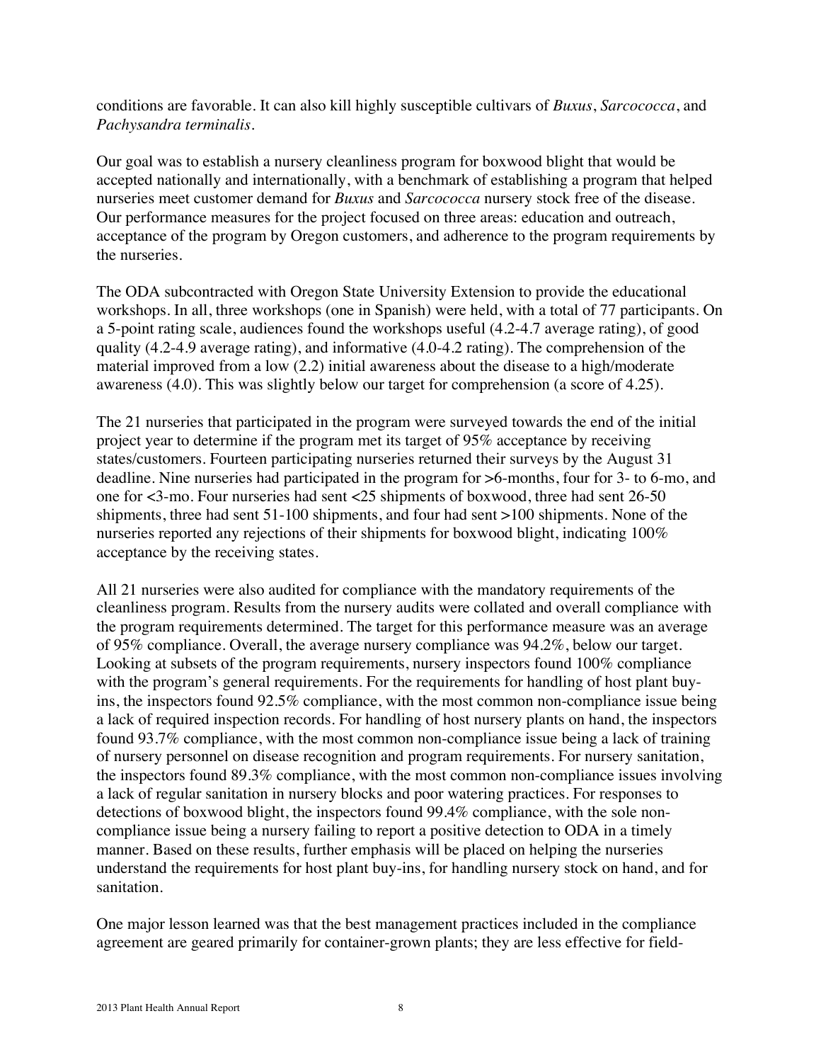conditions are favorable. It can also kill highly susceptible cultivars of *Buxus*, *Sarcococca*, and *Pachysandra terminalis*.

Our goal was to establish a nursery cleanliness program for boxwood blight that would be accepted nationally and internationally, with a benchmark of establishing a program that helped nurseries meet customer demand for *Buxus* and *Sarcococca* nursery stock free of the disease. Our performance measures for the project focused on three areas: education and outreach, acceptance of the program by Oregon customers, and adherence to the program requirements by the nurseries.

The ODA subcontracted with Oregon State University Extension to provide the educational workshops. In all, three workshops (one in Spanish) were held, with a total of 77 participants. On a 5-point rating scale, audiences found the workshops useful (4.2-4.7 average rating), of good quality (4.2-4.9 average rating), and informative (4.0-4.2 rating). The comprehension of the material improved from a low (2.2) initial awareness about the disease to a high/moderate awareness (4.0). This was slightly below our target for comprehension (a score of 4.25).

The 21 nurseries that participated in the program were surveyed towards the end of the initial project year to determine if the program met its target of 95% acceptance by receiving states/customers. Fourteen participating nurseries returned their surveys by the August 31 deadline. Nine nurseries had participated in the program for >6-months, four for 3- to 6-mo, and one for <3-mo. Four nurseries had sent <25 shipments of boxwood, three had sent 26-50 shipments, three had sent 51-100 shipments, and four had sent >100 shipments. None of the nurseries reported any rejections of their shipments for boxwood blight, indicating 100% acceptance by the receiving states.

All 21 nurseries were also audited for compliance with the mandatory requirements of the cleanliness program. Results from the nursery audits were collated and overall compliance with the program requirements determined. The target for this performance measure was an average of 95% compliance. Overall, the average nursery compliance was 94.2%, below our target. Looking at subsets of the program requirements, nursery inspectors found 100% compliance with the program's general requirements. For the requirements for handling of host plant buy-ins, the inspectors found 92.5% compliance, with the most common non-compliance issue being a lack of required inspection records. For handling of host nursery plants on hand, the inspectors found 93.7% compliance, with the most common non-compliance issue being a lack of training of nursery personnel on disease recognition and program requirements. For nursery sanitation, the inspectors found 89.3% compliance, with the most common non-compliance issues involving a lack of regular sanitation in nursery blocks and poor watering practices. For responses to detections of boxwood blight, the inspectors found 99.4% compliance, with the sole non-compliance issue being a nursery failing to report a positive detection to ODA in a timely manner. Based on these results, further emphasis will be placed on helping the nurseries understand the requirements for host plant buy-ins, for handling nursery stock on hand, and for sanitation.

One major lesson learned was that the best management practices included in the compliance agreement are geared primarily for container-grown plants; they are less effective for field-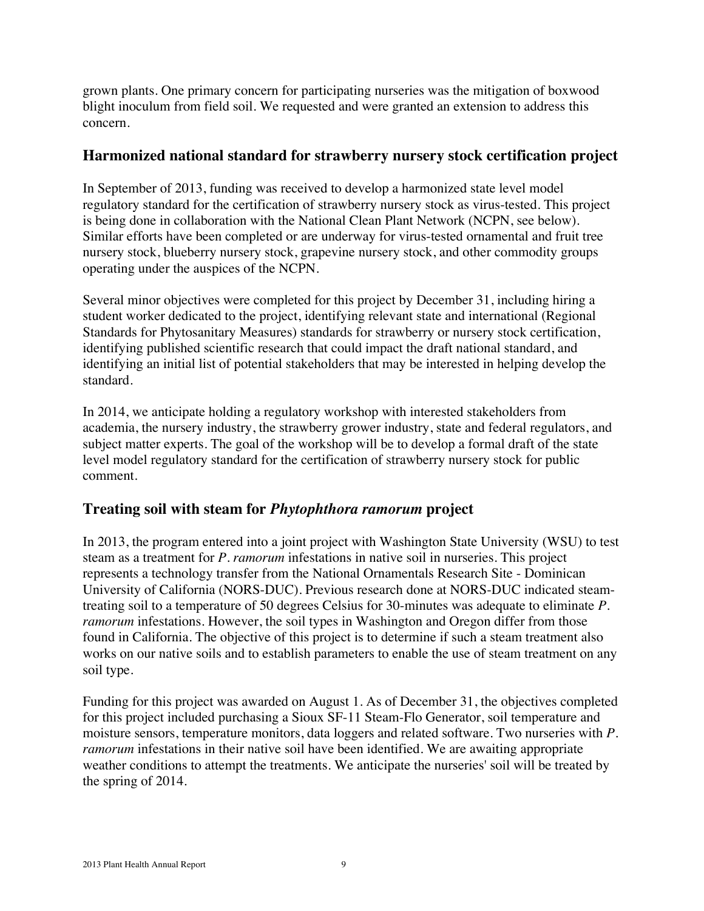grown plants. One primary concern for participating nurseries was the mitigation of boxwood blight inoculum from field soil. We requested and were granted an extension to address this concern.

## Harmonized national standard for strawberry nursery stock certification project

In September of 2013, funding was received to develop a harmonized state level model regulatory standard for the certification of strawberry nursery stock as virus-tested. This project is being done in collaboration with the National Clean Plant Network (NCPN, see below). Similar efforts have been completed or are underway for virus-tested ornamental and fruit tree nursery stock, blueberry nursery stock, grapevine nursery stock, and other commodity groups operating under the auspices of the NCPN.

Several minor objectives were completed for this project by December 31, including hiring a student worker dedicated to the project, identifying relevant state and international (Regional Standards for Phytosanitary Measures) standards for strawberry or nursery stock certification, identifying published scientific research that could impact the draft national standard, and identifying an initial list of potential stakeholders that may be interested in helping develop the standard.

In 2014, we anticipate holding a regulatory workshop with interested stakeholders from academia, the nursery industry, the strawberry grower industry, state and federal regulators, and subject matter experts. The goal of the workshop will be to develop a formal draft of the state level model regulatory standard for the certification of strawberry nursery stock for public comment.

## Treating soil with steam for *Phytophthora ramorum* project

In 2013, the program entered into a joint project with Washington State University (WSU) to test steam as a treatment for *P. ramorum* infestations in native soil in nurseries. This project represents a technology transfer from the National Ornamentals Research Site - Dominican University of California (NORS-DUC). Previous research done at NORS-DUC indicated steam-treating soil to a temperature of 50 degrees Celsius for 30-minutes was adequate to eliminate *P. ramorum* infestations. However, the soil types in Washington and Oregon differ from those found in California. The objective of this project is to determine if such a steam treatment also works on our native soils and to establish parameters to enable the use of steam treatment on any soil type.

Funding for this project was awarded on August 1. As of December 31, the objectives completed for this project included purchasing a Sioux SF-11 Steam-Flo Generator, soil temperature and moisture sensors, temperature monitors, data loggers and related software. Two nurseries with *P. ramorum* infestations in their native soil have been identified. We are awaiting appropriate weather conditions to attempt the treatments. We anticipate the nurseries' soil will be treated by the spring of 2014.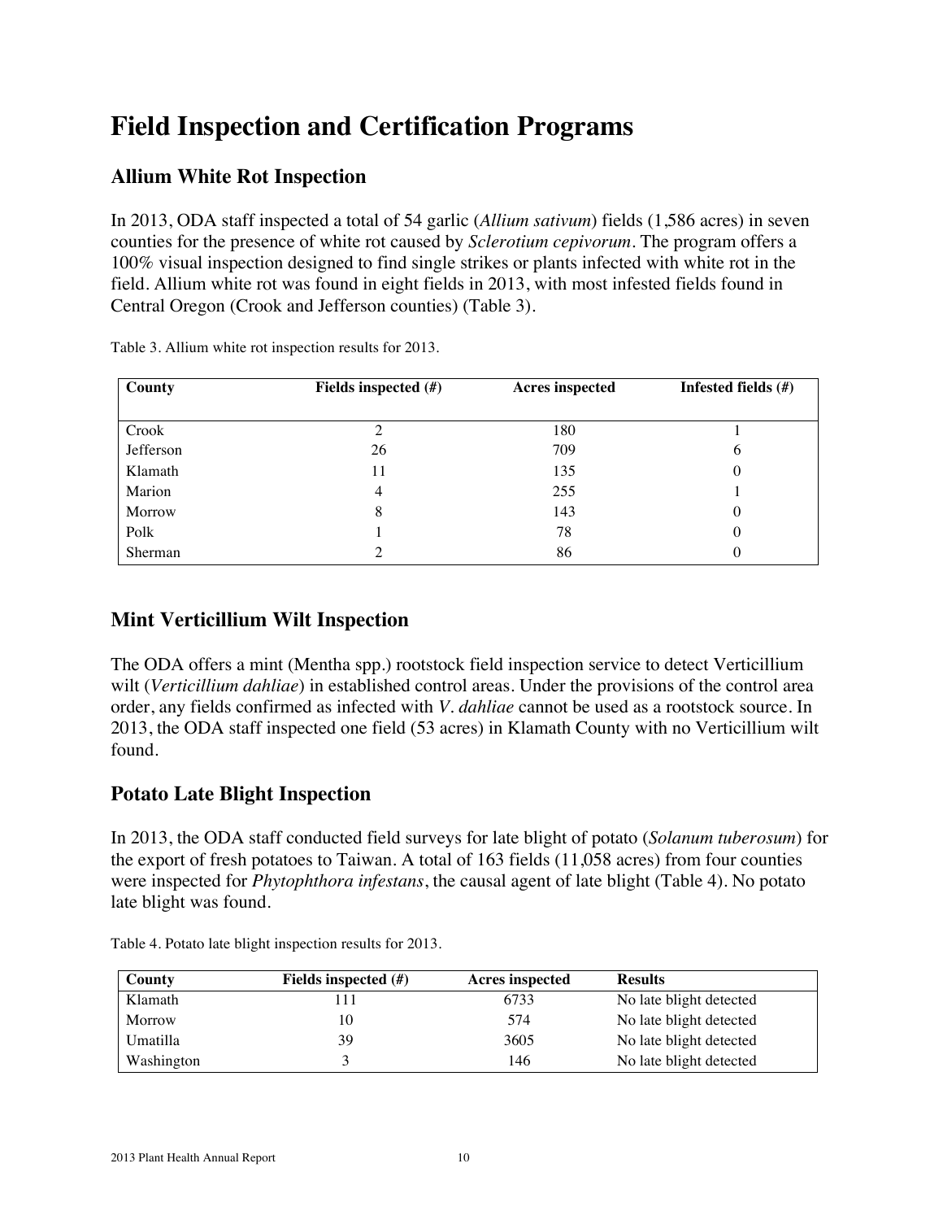# Field Inspection and Certification Programs

## Allium White Rot Inspection

In 2013, ODA staff inspected a total of 54 garlic (*Allium sativum*) fields (1,586 acres) in seven counties for the presence of white rot caused by *Sclerotium cepivorum*. The program offers a 100% visual inspection designed to find single strikes or plants infected with white rot in the field. Allium white rot was found in eight fields in 2013, with most infested fields found in Central Oregon (Crook and Jefferson counties) (Table 3).

Table 3. Allium white rot inspection results for 2013.

| County | Fields inspected (#) | Acres inspected | Infested fields (#) |
|---|---|---|---|
| Crook | 2 | 180 | 1 |
| Jefferson | 26 | 709 | 6 |
| Klamath | 11 | 135 | 0 |
| Marion | 4 | 255 | 1 |
| Morrow | 8 | 143 | 0 |
| Polk | 1 | 78 | 0 |
| Sherman | 2 | 86 | 0 |

## Mint Verticillium Wilt Inspection

The ODA offers a mint (Mentha spp.) rootstock field inspection service to detect Verticillium wilt (*Verticillium dahliae*) in established control areas. Under the provisions of the control area order, any fields confirmed as infected with *V. dahliae* cannot be used as a rootstock source. In 2013, the ODA staff inspected one field (53 acres) in Klamath County with no Verticillium wilt found.

## Potato Late Blight Inspection

In 2013, the ODA staff conducted field surveys for late blight of potato (*Solanum tuberosum*) for the export of fresh potatoes to Taiwan. A total of 163 fields (11,058 acres) from four counties were inspected for *Phytophthora infestans*, the causal agent of late blight (Table 4). No potato late blight was found.

Table 4. Potato late blight inspection results for 2013.

| County | Fields inspected (#) | Acres inspected | Results |
|---|---|---|---|
| Klamath | 111 | 6733 | No late blight detected |
| Morrow | 10 | 574 | No late blight detected |
| Umatilla | 39 | 3605 | No late blight detected |
| Washington | 3 | 146 | No late blight detected |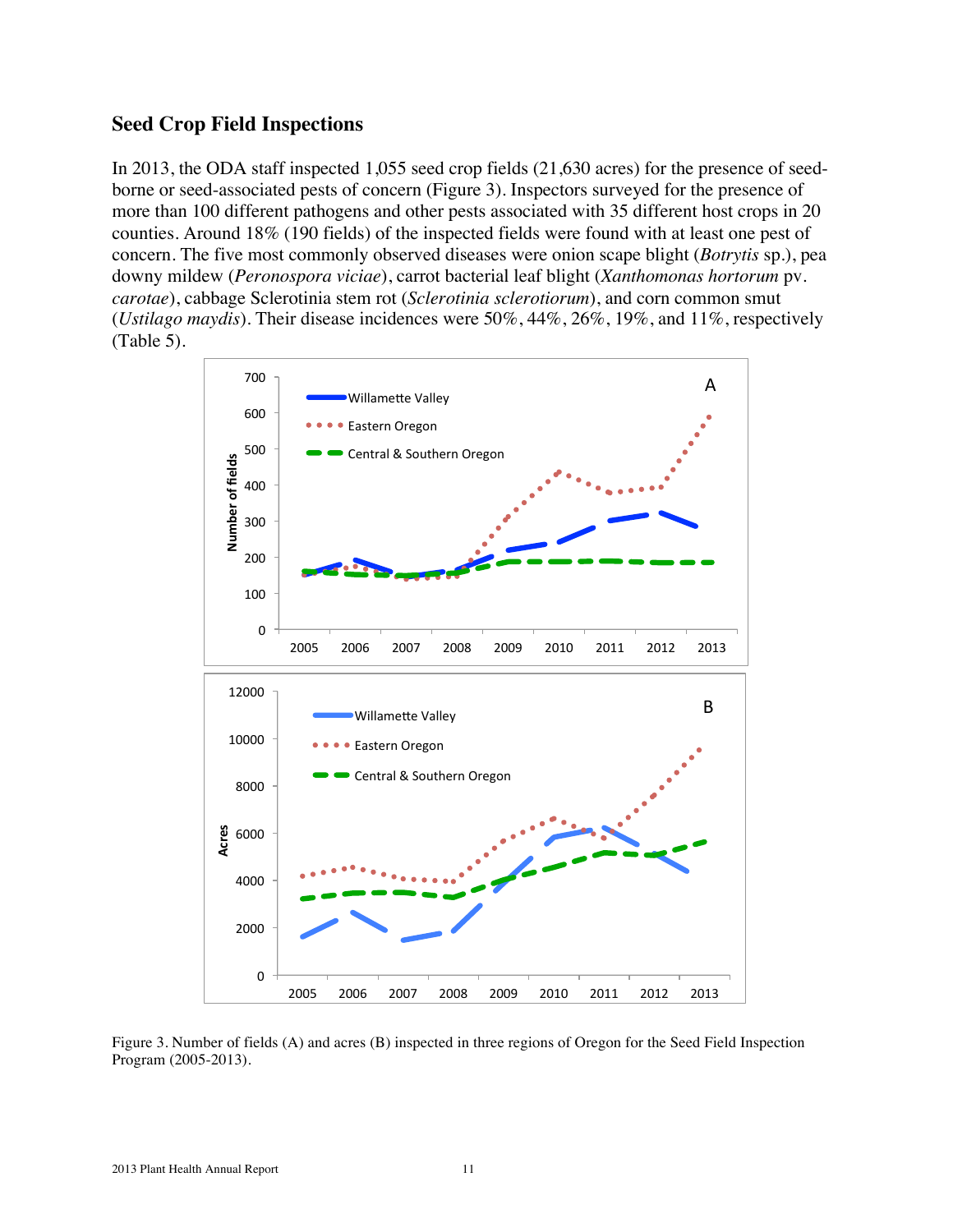## Seed Crop Field Inspections

In 2013, the ODA staff inspected 1,055 seed crop fields (21,630 acres) for the presence of seed-borne or seed-associated pests of concern (Figure 3). Inspectors surveyed for the presence of more than 100 different pathogens and other pests associated with 35 different host crops in 20 counties. Around 18% (190 fields) of the inspected fields were found with at least one pest of concern. The five most commonly observed diseases were onion scape blight (*Botrytis* sp.), pea downy mildew (*Peronospora viciae*), carrot bacterial leaf blight (*Xanthomonas hortorum* pv. *carotae*), cabbage Sclerotinia stem rot (*Sclerotinia sclerotiorum*), and corn common smut (*Ustilago maydis*). Their disease incidences were 50%, 44%, 26%, 19%, and 11%, respectively (Table 5).

Figure 3. Number of fields (A) and acres (B) inspected in three regions of Oregon for the Seed Field Inspection Program (2005-2013).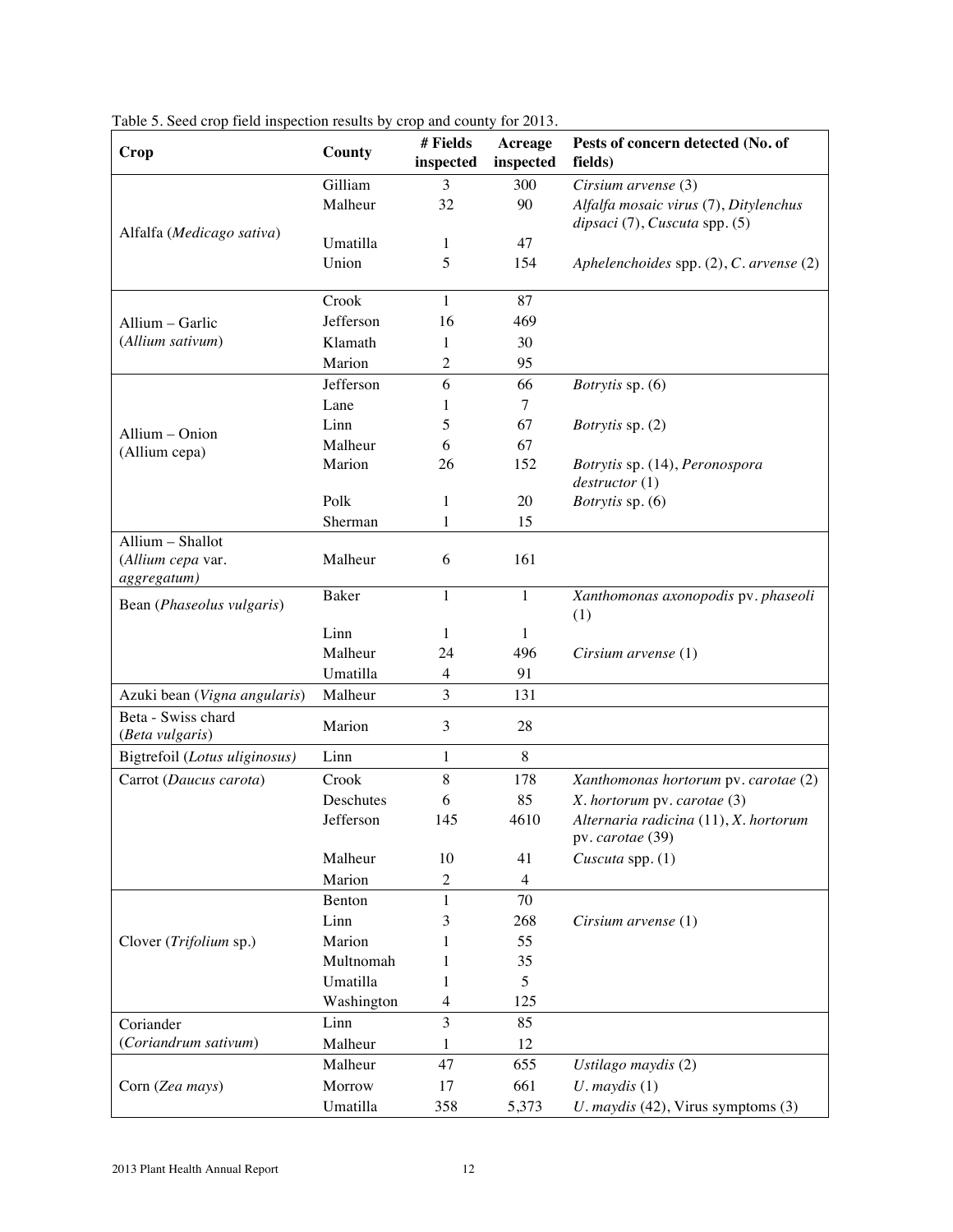Table 5. Seed crop field inspection results by crop and county for 2013.

| Crop | County | # Fields inspected | Acreage inspected | Pests of concern detected (No. of fields) |
|---|---|---|---|---|
| Alfalfa (*Medicago sativa*) | Gilliam | 3 | 300 | *Cirsium arvense* (3) |
| | Malheur | 32 | 90 | *Alfalfa mosaic virus* (7), *Ditylenchus dipsaci* (7), *Cuscuta* spp. (5) |
| | Umatilla | 1 | 47 | |
| | Union | 5 | 154 | *Aphelenchoides* spp. (2), *C. arvense* (2) |
| Allium – Garlic (*Allium sativum*) | Crook | 1 | 87 | |
| | Jefferson | 16 | 469 | |
| | Klamath | 1 | 30 | |
| | Marion | 2 | 95 | |
| Allium – Onion (Allium cepa) | Jefferson | 6 | 66 | *Botrytis* sp. (6) |
| | Lane | 1 | 7 | |
| | Linn | 5 | 67 | *Botrytis* sp. (2) |
| | Malheur | 6 | 67 | |
| | Marion | 26 | 152 | *Botrytis* sp. (14), *Peronospora destructor* (1) |
| | Polk | 1 | 20 | *Botrytis* sp. (6) |
| | Sherman | 1 | 15 | |
| Allium – Shallot (*Allium cepa* var. *aggregatum)* | Malheur | 6 | 161 | |
| Bean (*Phaseolus vulgaris*) | Baker | 1 | 1 | *Xanthomonas axonopodis* pv. *phaseoli* (1) |
| | Linn | 1 | 1 | |
| | Malheur | 24 | 496 | *Cirsium arvense* (1) |
| | Umatilla | 4 | 91 | |
| Azuki bean (*Vigna angularis*) | Malheur | 3 | 131 | |
| Beta - Swiss chard (*Beta vulgaris*) | Marion | 3 | 28 | |
| Bigtrefoil (*Lotus uliginosus*) | Linn | 1 | 8 | |
| Carrot (*Daucus carota*) | Crook | 8 | 178 | *Xanthomonas hortorum* pv. *carotae* (2) |
| | Deschutes | 6 | 85 | *X. hortorum* pv. *carotae* (3) |
| | Jefferson | 145 | 4610 | *Alternaria radicina* (11), *X. hortorum* pv. *carotae* (39) |
| | Malheur | 10 | 41 | *Cuscuta* spp. (1) |
| | Marion | 2 | 4 | |
| Clover (*Trifolium* sp.) | Benton | 1 | 70 | |
| | Linn | 3 | 268 | *Cirsium arvense* (1) |
| | Marion | 1 | 55 | |
| | Multnomah | 1 | 35 | |
| | Umatilla | 1 | 5 | |
| | Washington | 4 | 125 | |
| Coriander (*Coriandrum sativum*) | Linn | 3 | 85 | |
| | Malheur | 1 | 12 | |
| Corn (*Zea mays*) | Malheur | 47 | 655 | *Ustilago maydis* (2) |
| | Morrow | 17 | 661 | *U. maydis* (1) |
| | Umatilla | 358 | 5,373 | *U. maydis* (42), Virus symptoms (3) |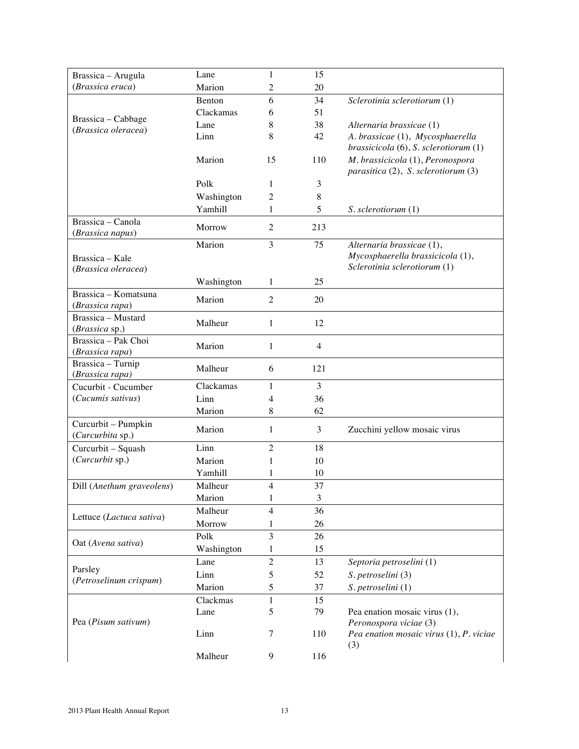| Brassica – Arugula (*Brassica eruca*) | Lane | 1 | 15 | |
|---|---|---|---|---|
| | Marion | 2 | 20 | |
| Brassica – Cabbage (*Brassica oleracea*) | Benton | 6 | 34 | *Sclerotinia sclerotiorum* (1) |
| | Clackamas | 6 | 51 | |
| | Lane | 8 | 38 | *Alternaria brassicae* (1) |
| | Linn | 8 | 42 | *A. brassicae* (1), *Mycosphaerella brassicicola* (6), *S. sclerotiorum* (1) |
| | Marion | 15 | 110 | *M. brassicicola* (1), *Peronospora parasitica* (2), *S. sclerotiorum* (3) |
| | Polk | 1 | 3 | |
| | Washington | 2 | 8 | |
| | Yamhill | 1 | 5 | *S. sclerotiorum* (1) |
| Brassica – Canola (*Brassica napus*) | Morrow | 2 | 213 | |
| Brassica – Kale (*Brassica oleracea*) | Marion | 3 | 75 | *Alternaria brassicae* (1), *Mycosphaerella brassicicola* (1), *Sclerotinia sclerotiorum* (1) |
| | Washington | 1 | 25 | |
| Brassica – Komatsuna (*Brassica rapa*) | Marion | 2 | 20 | |
| Brassica – Mustard (*Brassica* sp.) | Malheur | 1 | 12 | |
| Brassica – Pak Choi (*Brassica rapa*) | Marion | 1 | 4 | |
| Brassica – Turnip (*Brassica rapa)* | Malheur | 6 | 121 | |
| Cucurbit - Cucumber (*Cucumis sativus*) | Clackamas | 1 | 3 | |
| | Linn | 4 | 36 | |
| | Marion | 8 | 62 | |
| Curcurbit – Pumpkin (*Curcurbita* sp.) | Marion | 1 | 3 | Zucchini yellow mosaic virus |
| Curcurbit – Squash (*Curcurbit* sp.) | Linn | 2 | 18 | |
| | Marion | 1 | 10 | |
| | Yamhill | 1 | 10 | |
| Dill (*Anethum graveolens*) | Malheur | 4 | 37 | |
| | Marion | 1 | 3 | |
| Lettuce (*Lactuca sativa*) | Malheur | 4 | 36 | |
| | Morrow | 1 | 26 | |
| Oat (*Avena sativa*) | Polk | 3 | 26 | |
| | Washington | 1 | 15 | |
| Parsley (*Petroselinum crispum*) | Lane | 2 | 13 | *Septoria petroselini* (1) |
| | Linn | 5 | 52 | *S. petroselini* (3) |
| | Marion | 5 | 37 | *S. petroselini* (1) |
| Pea (*Pisum sativum*) | Clackmas | 1 | 15 | |
| | Lane | 5 | 79 | Pea enation mosaic virus (1), *Peronospora viciae* (3) |
| | Linn | 7 | 110 | *Pea enation mosaic virus* (1), *P. viciae* (3) |
| | Malheur | 9 | 116 | |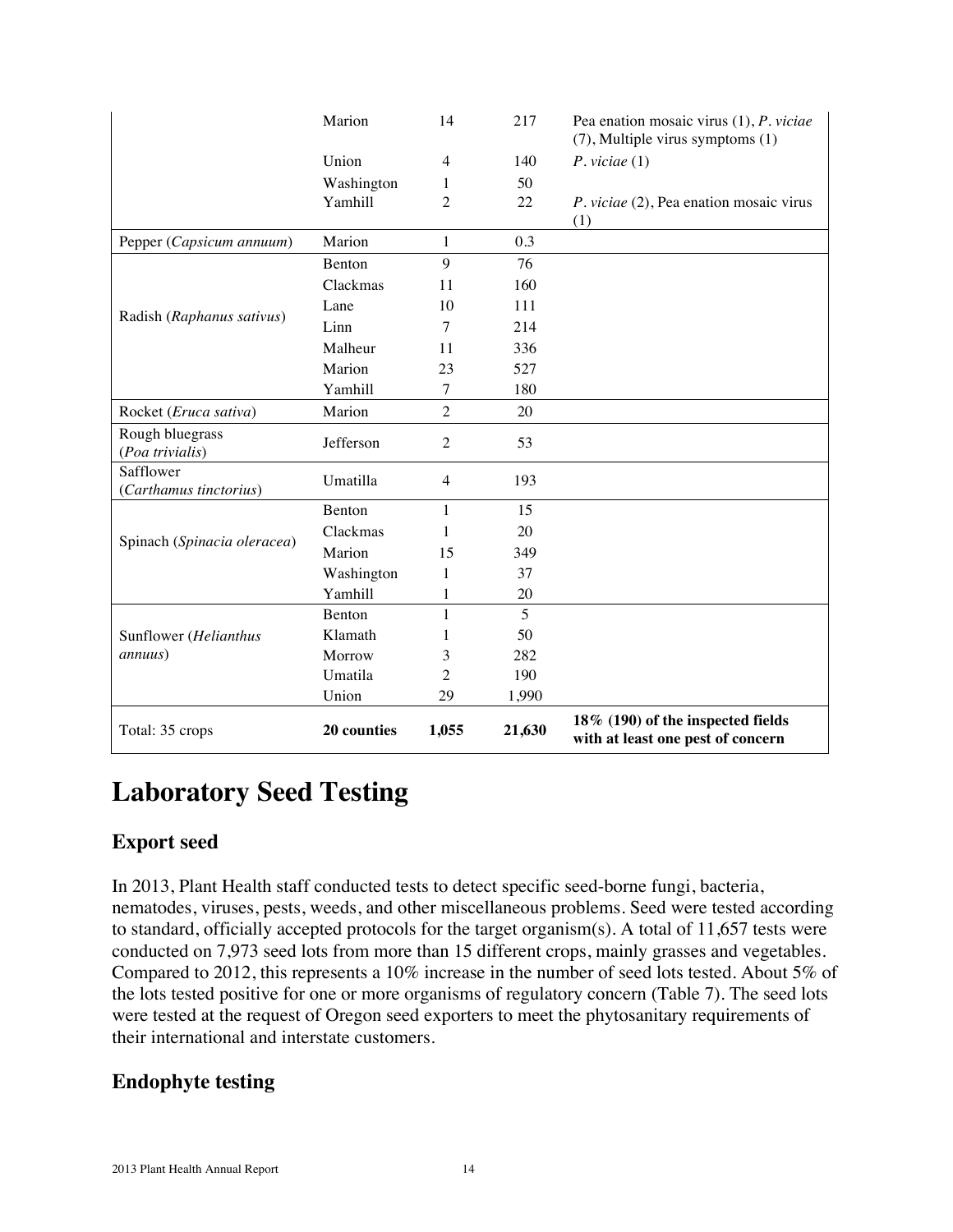| | Marion | 14 | 217 | Pea enation mosaic virus (1), *P. viciae* (7), Multiple virus symptoms (1) |
|---|---|---|---|---|
| | Union | 4 | 140 | *P. viciae* (1) |
| | Washington | 1 | 50 | |
| | Yamhill | 2 | 22 | *P. viciae* (2), Pea enation mosaic virus (1) |
| Pepper (*Capsicum annuum*) | Marion | 1 | 0.3 | |
| Radish (*Raphanus sativus*) | Benton | 9 | 76 | |
| | Clackmas | 11 | 160 | |
| | Lane | 10 | 111 | |
| | Linn | 7 | 214 | |
| | Malheur | 11 | 336 | |
| | Marion | 23 | 527 | |
| | Yamhill | 7 | 180 | |
| Rocket (*Eruca sativa*) | Marion | 2 | 20 | |
| Rough bluegrass (*Poa trivialis*) | Jefferson | 2 | 53 | |
| Safflower (*Carthamus tinctorius*) | Umatilla | 4 | 193 | |
| Spinach (*Spinacia oleracea*) | Benton | 1 | 15 | |
| | Clackmas | 1 | 20 | |
| | Marion | 15 | 349 | |
| | Washington | 1 | 37 | |
| | Yamhill | 1 | 20 | |
| Sunflower (*Helianthus annuus*) | Benton | 1 | 5 | |
| | Klamath | 1 | 50 | |
| | Morrow | 3 | 282 | |
| | Umatila | 2 | 190 | |
| | Union | 29 | 1,990 | |
| Total: 35 crops | **20 counties** | **1,055** | **21,630** | **18% (190) of the inspected fields with at least one pest of concern** |

# Laboratory Seed Testing

## Export seed

In 2013, Plant Health staff conducted tests to detect specific seed-borne fungi, bacteria, nematodes, viruses, pests, weeds, and other miscellaneous problems. Seed were tested according to standard, officially accepted protocols for the target organism(s). A total of 11,657 tests were conducted on 7,973 seed lots from more than 15 different crops, mainly grasses and vegetables. Compared to 2012, this represents a 10% increase in the number of seed lots tested. About 5% of the lots tested positive for one or more organisms of regulatory concern (Table 7). The seed lots were tested at the request of Oregon seed exporters to meet the phytosanitary requirements of their international and interstate customers.

## Endophyte testing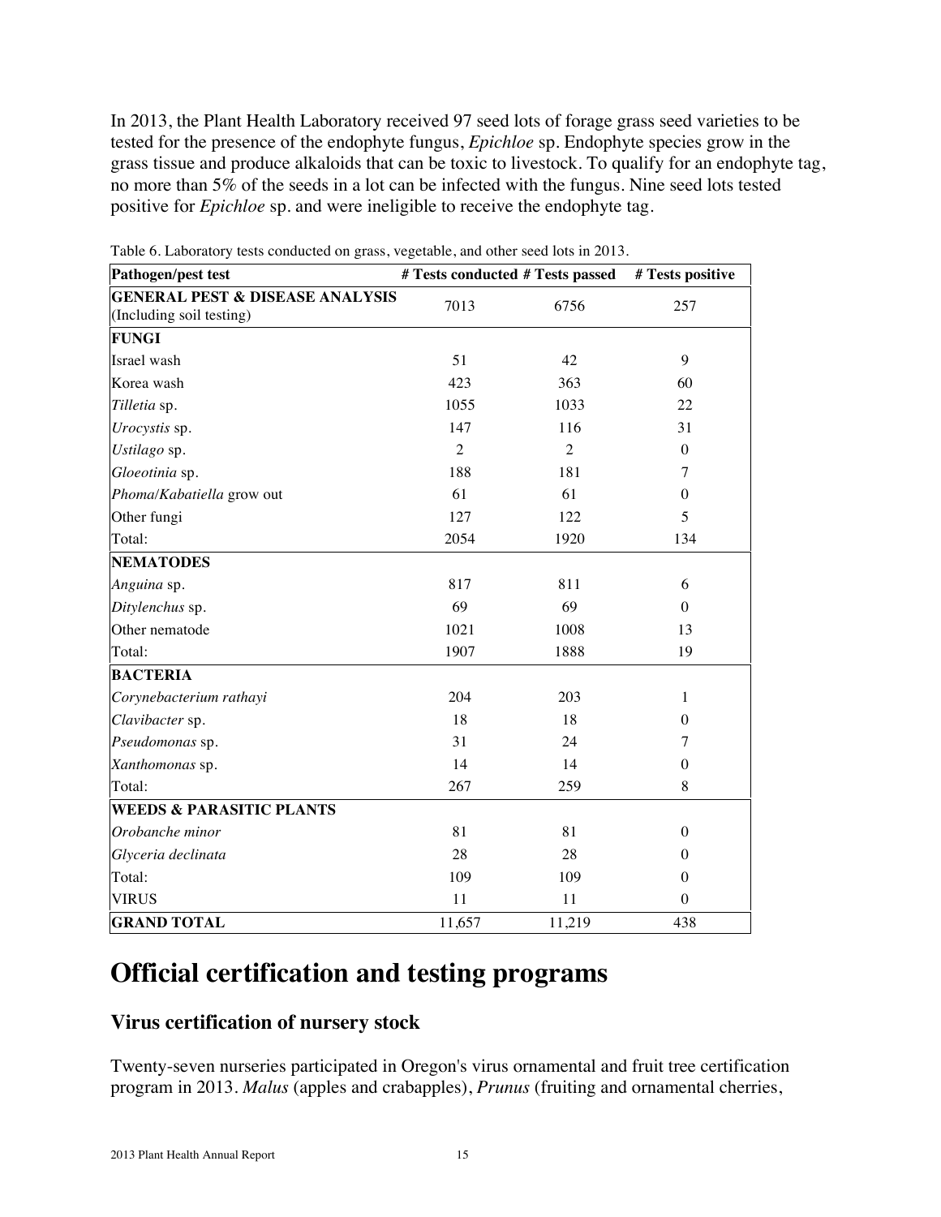In 2013, the Plant Health Laboratory received 97 seed lots of forage grass seed varieties to be tested for the presence of the endophyte fungus, *Epichloe* sp. Endophyte species grow in the grass tissue and produce alkaloids that can be toxic to livestock. To qualify for an endophyte tag, no more than 5% of the seeds in a lot can be infected with the fungus. Nine seed lots tested positive for *Epichloe* sp. and were ineligible to receive the endophyte tag.

Table 6. Laboratory tests conducted on grass, vegetable, and other seed lots in 2013.

| Pathogen/pest test | # Tests conducted | # Tests passed | # Tests positive |
|---|---|---|---|
| **GENERAL PEST & DISEASE ANALYSIS** (Including soil testing) | 7013 | 6756 | 257 |
| **FUNGI** | | | |
| Israel wash | 51 | 42 | 9 |
| Korea wash | 423 | 363 | 60 |
| *Tilletia* sp. | 1055 | 1033 | 22 |
| *Urocystis* sp. | 147 | 116 | 31 |
| *Ustilago* sp. | 2 | 2 | 0 |
| *Gloeotinia* sp. | 188 | 181 | 7 |
| *Phoma/Kabatiella* grow out | 61 | 61 | 0 |
| Other fungi | 127 | 122 | 5 |
| Total: | 2054 | 1920 | 134 |
| **NEMATODES** | | | |
| *Anguina* sp. | 817 | 811 | 6 |
| *Ditylenchus* sp. | 69 | 69 | 0 |
| Other nematode | 1021 | 1008 | 13 |
| Total: | 1907 | 1888 | 19 |
| **BACTERIA** | | | |
| *Corynebacterium rathayi* | 204 | 203 | 1 |
| *Clavibacter* sp. | 18 | 18 | 0 |
| *Pseudomonas* sp. | 31 | 24 | 7 |
| *Xanthomonas* sp. | 14 | 14 | 0 |
| Total: | 267 | 259 | 8 |
| **WEEDS & PARASITIC PLANTS** | | | |
| *Orobanche minor* | 81 | 81 | 0 |
| *Glyceria declinata* | 28 | 28 | 0 |
| Total: | 109 | 109 | 0 |
| VIRUS | 11 | 11 | 0 |
| **GRAND TOTAL** | 11,657 | 11,219 | 438 |

# Official certification and testing programs

## Virus certification of nursery stock

Twenty-seven nurseries participated in Oregon's virus ornamental and fruit tree certification program in 2013. *Malus* (apples and crabapples), *Prunus* (fruiting and ornamental cherries,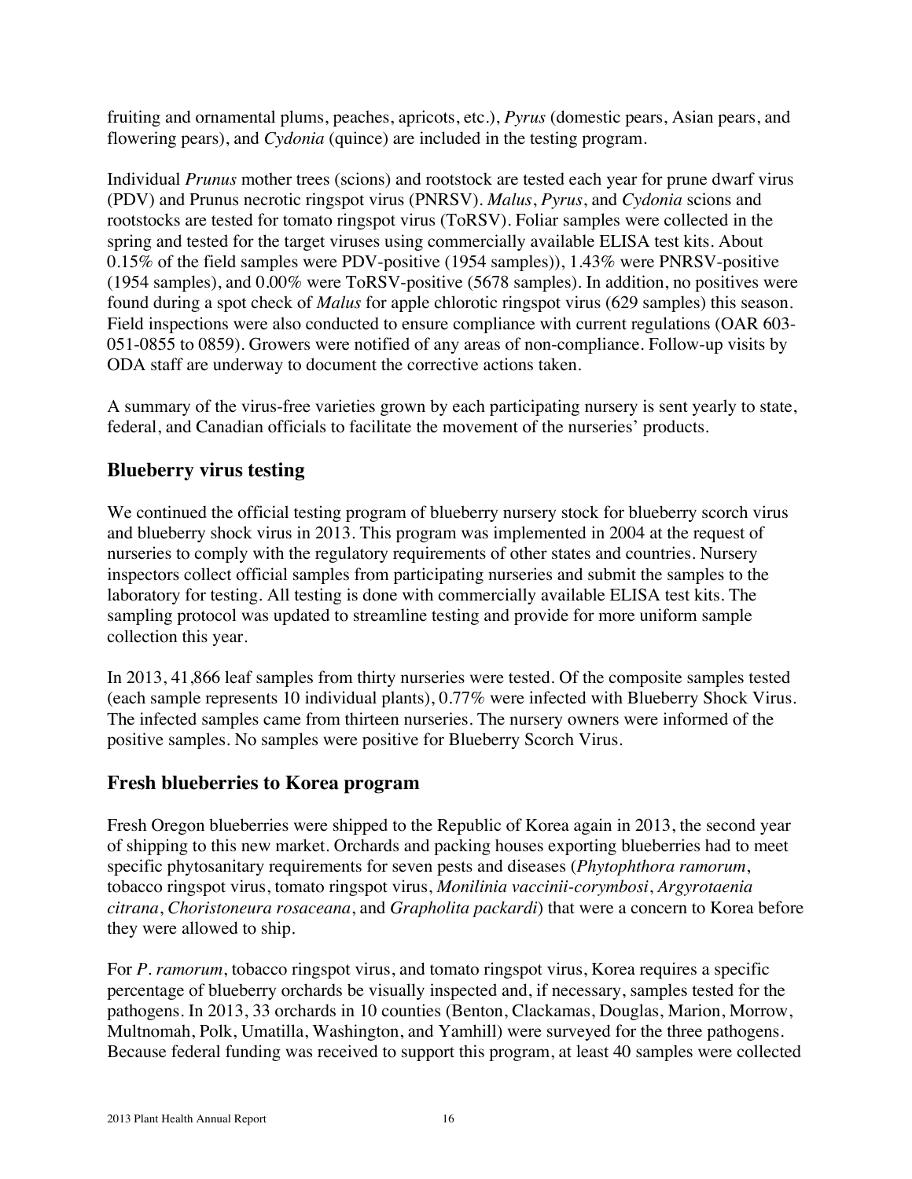fruiting and ornamental plums, peaches, apricots, etc.), *Pyrus* (domestic pears, Asian pears, and flowering pears), and *Cydonia* (quince) are included in the testing program.

Individual *Prunus* mother trees (scions) and rootstock are tested each year for prune dwarf virus (PDV) and Prunus necrotic ringspot virus (PNRSV). *Malus*, *Pyrus*, and *Cydonia* scions and rootstocks are tested for tomato ringspot virus (ToRSV). Foliar samples were collected in the spring and tested for the target viruses using commercially available ELISA test kits. About 0.15% of the field samples were PDV-positive (1954 samples)), 1.43% were PNRSV-positive (1954 samples), and 0.00% were ToRSV-positive (5678 samples). In addition, no positives were found during a spot check of *Malus* for apple chlorotic ringspot virus (629 samples) this season. Field inspections were also conducted to ensure compliance with current regulations (OAR 603-051-0855 to 0859). Growers were notified of any areas of non-compliance. Follow-up visits by ODA staff are underway to document the corrective actions taken.

A summary of the virus-free varieties grown by each participating nursery is sent yearly to state, federal, and Canadian officials to facilitate the movement of the nurseries' products.

## Blueberry virus testing

We continued the official testing program of blueberry nursery stock for blueberry scorch virus and blueberry shock virus in 2013. This program was implemented in 2004 at the request of nurseries to comply with the regulatory requirements of other states and countries. Nursery inspectors collect official samples from participating nurseries and submit the samples to the laboratory for testing. All testing is done with commercially available ELISA test kits. The sampling protocol was updated to streamline testing and provide for more uniform sample collection this year.

In 2013, 41,866 leaf samples from thirty nurseries were tested. Of the composite samples tested (each sample represents 10 individual plants), 0.77% were infected with Blueberry Shock Virus. The infected samples came from thirteen nurseries. The nursery owners were informed of the positive samples. No samples were positive for Blueberry Scorch Virus.

## Fresh blueberries to Korea program

Fresh Oregon blueberries were shipped to the Republic of Korea again in 2013, the second year of shipping to this new market. Orchards and packing houses exporting blueberries had to meet specific phytosanitary requirements for seven pests and diseases (*Phytophthora ramorum*, tobacco ringspot virus, tomato ringspot virus, *Monilinia vaccinii-corymbosi*, *Argyrotaenia citrana*, *Choristoneura rosaceana*, and *Grapholita packardi*) that were a concern to Korea before they were allowed to ship.

For *P. ramorum*, tobacco ringspot virus, and tomato ringspot virus, Korea requires a specific percentage of blueberry orchards be visually inspected and, if necessary, samples tested for the pathogens. In 2013, 33 orchards in 10 counties (Benton, Clackamas, Douglas, Marion, Morrow, Multnomah, Polk, Umatilla, Washington, and Yamhill) were surveyed for the three pathogens. Because federal funding was received to support this program, at least 40 samples were collected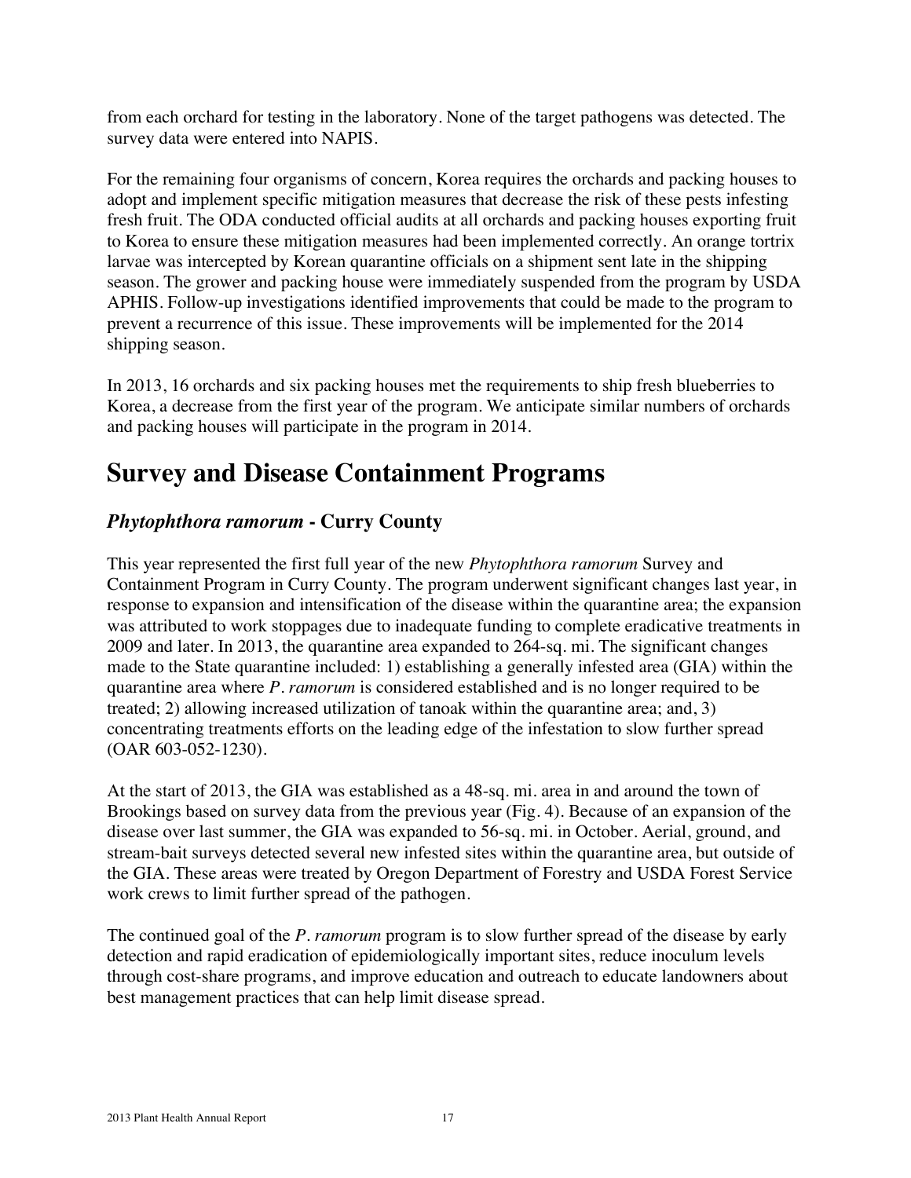from each orchard for testing in the laboratory. None of the target pathogens was detected. The survey data were entered into NAPIS.

For the remaining four organisms of concern, Korea requires the orchards and packing houses to adopt and implement specific mitigation measures that decrease the risk of these pests infesting fresh fruit. The ODA conducted official audits at all orchards and packing houses exporting fruit to Korea to ensure these mitigation measures had been implemented correctly. An orange tortrix larvae was intercepted by Korean quarantine officials on a shipment sent late in the shipping season. The grower and packing house were immediately suspended from the program by USDA APHIS. Follow-up investigations identified improvements that could be made to the program to prevent a recurrence of this issue. These improvements will be implemented for the 2014 shipping season.

In 2013, 16 orchards and six packing houses met the requirements to ship fresh blueberries to Korea, a decrease from the first year of the program. We anticipate similar numbers of orchards and packing houses will participate in the program in 2014.

# Survey and Disease Containment Programs

## *Phytophthora ramorum* - Curry County

This year represented the first full year of the new *Phytophthora ramorum* Survey and Containment Program in Curry County. The program underwent significant changes last year, in response to expansion and intensification of the disease within the quarantine area; the expansion was attributed to work stoppages due to inadequate funding to complete eradicative treatments in 2009 and later. In 2013, the quarantine area expanded to 264-sq. mi. The significant changes made to the State quarantine included: 1) establishing a generally infested area (GIA) within the quarantine area where *P. ramorum* is considered established and is no longer required to be treated; 2) allowing increased utilization of tanoak within the quarantine area; and, 3) concentrating treatments efforts on the leading edge of the infestation to slow further spread (OAR 603-052-1230).

At the start of 2013, the GIA was established as a 48-sq. mi. area in and around the town of Brookings based on survey data from the previous year (Fig. 4). Because of an expansion of the disease over last summer, the GIA was expanded to 56-sq. mi. in October. Aerial, ground, and stream-bait surveys detected several new infested sites within the quarantine area, but outside of the GIA. These areas were treated by Oregon Department of Forestry and USDA Forest Service work crews to limit further spread of the pathogen.

The continued goal of the *P. ramorum* program is to slow further spread of the disease by early detection and rapid eradication of epidemiologically important sites, reduce inoculum levels through cost-share programs, and improve education and outreach to educate landowners about best management practices that can help limit disease spread.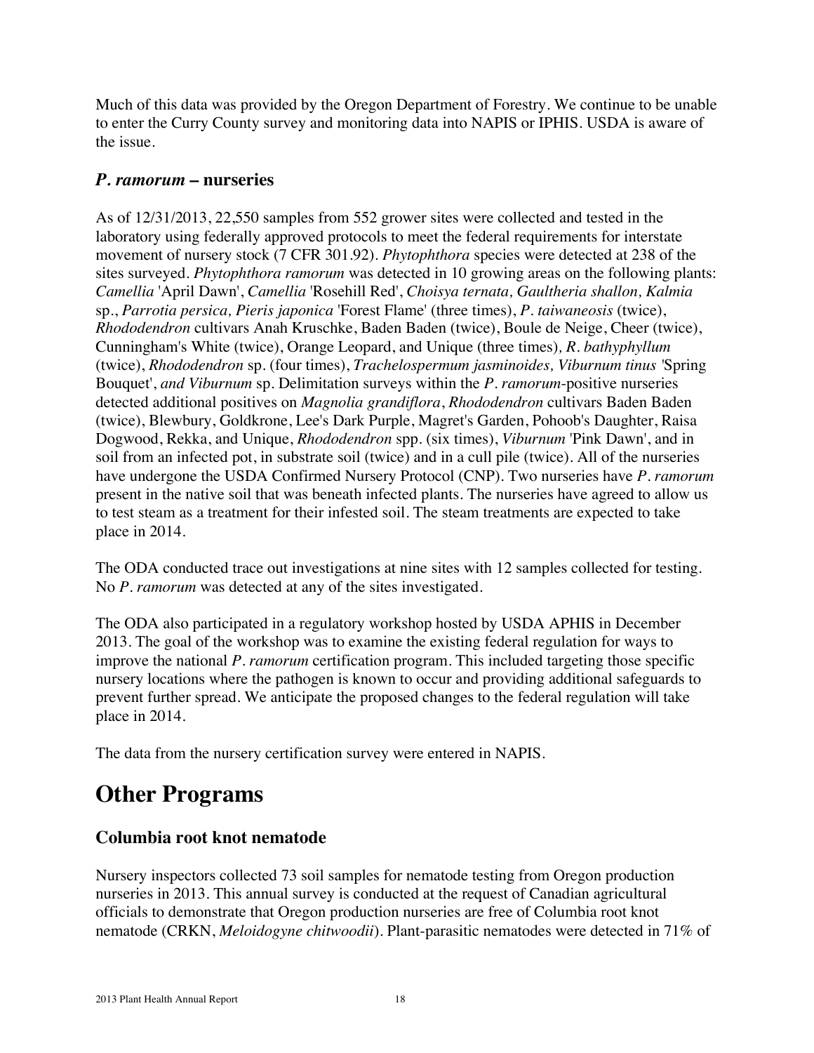Much of this data was provided by the Oregon Department of Forestry. We continue to be unable to enter the Curry County survey and monitoring data into NAPIS or IPHIS. USDA is aware of the issue.

### *P. ramorum* – nurseries

As of 12/31/2013, 22,550 samples from 552 grower sites were collected and tested in the laboratory using federally approved protocols to meet the federal requirements for interstate movement of nursery stock (7 CFR 301.92). *Phytophthora* species were detected at 238 of the sites surveyed. *Phytophthora ramorum* was detected in 10 growing areas on the following plants: *Camellia* 'April Dawn', *Camellia* 'Rosehill Red', *Choisya ternata, Gaultheria shallon, Kalmia* sp., *Parrotia persica, Pieris japonica* 'Forest Flame' (three times), *P. taiwaneosis* (twice), *Rhododendron* cultivars Anah Kruschke, Baden Baden (twice), Boule de Neige, Cheer (twice), Cunningham's White (twice), Orange Leopard, and Unique (three times)*, R. bathyphyllum* (twice), *Rhododendron* sp. (four times), *Trachelospermum jasminoides, Viburnum tinus* 'Spring Bouquet', *and Viburnum* sp. Delimitation surveys within the *P. ramorum*-positive nurseries detected additional positives on *Magnolia grandiflora*, *Rhododendron* cultivars Baden Baden (twice), Blewbury, Goldkrone, Lee's Dark Purple, Magret's Garden, Pohoob's Daughter, Raisa Dogwood, Rekka, and Unique, *Rhododendron* spp. (six times), *Viburnum* 'Pink Dawn', and in soil from an infected pot, in substrate soil (twice) and in a cull pile (twice). All of the nurseries have undergone the USDA Confirmed Nursery Protocol (CNP). Two nurseries have *P. ramorum* present in the native soil that was beneath infected plants. The nurseries have agreed to allow us to test steam as a treatment for their infested soil. The steam treatments are expected to take place in 2014.

The ODA conducted trace out investigations at nine sites with 12 samples collected for testing. No *P. ramorum* was detected at any of the sites investigated.

The ODA also participated in a regulatory workshop hosted by USDA APHIS in December 2013. The goal of the workshop was to examine the existing federal regulation for ways to improve the national *P. ramorum* certification program. This included targeting those specific nursery locations where the pathogen is known to occur and providing additional safeguards to prevent further spread. We anticipate the proposed changes to the federal regulation will take place in 2014.

The data from the nursery certification survey were entered in NAPIS.

# Other Programs

### Columbia root knot nematode

Nursery inspectors collected 73 soil samples for nematode testing from Oregon production nurseries in 2013. This annual survey is conducted at the request of Canadian agricultural officials to demonstrate that Oregon production nurseries are free of Columbia root knot nematode (CRKN, *Meloidogyne chitwoodii*). Plant-parasitic nematodes were detected in 71% of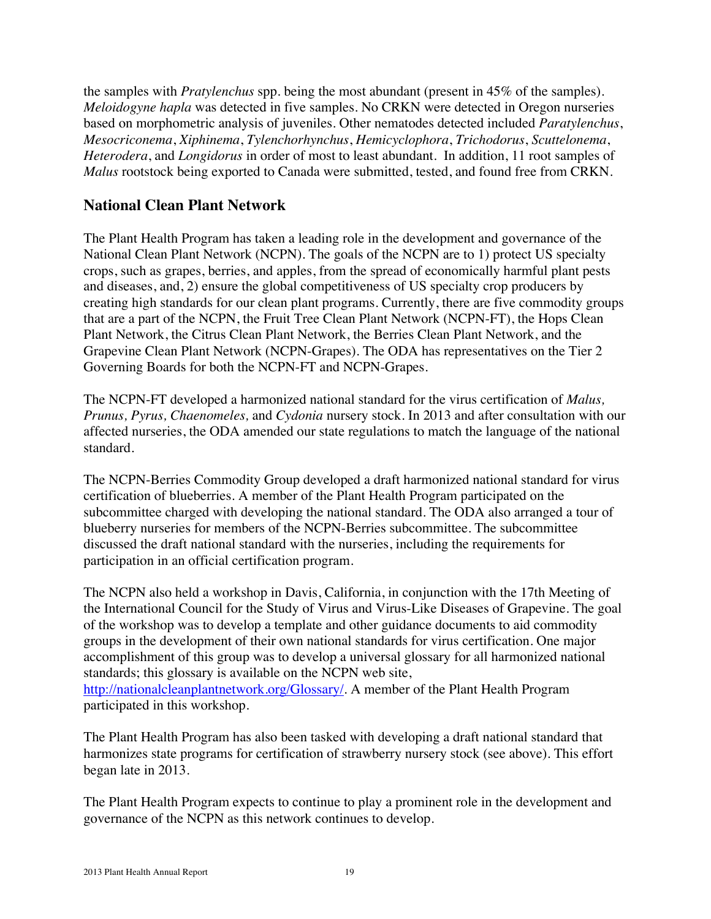the samples with *Pratylenchus* spp. being the most abundant (present in 45% of the samples). *Meloidogyne hapla* was detected in five samples. No CRKN were detected in Oregon nurseries based on morphometric analysis of juveniles. Other nematodes detected included *Paratylenchus*, *Mesocriconema*, *Xiphinema*, *Tylenchorhynchus*, *Hemicyclophora*, *Trichodorus*, *Scuttelonema*, *Heterodera*, and *Longidorus* in order of most to least abundant. In addition, 11 root samples of *Malus* rootstock being exported to Canada were submitted, tested, and found free from CRKN.

## National Clean Plant Network

The Plant Health Program has taken a leading role in the development and governance of the National Clean Plant Network (NCPN). The goals of the NCPN are to 1) protect US specialty crops, such as grapes, berries, and apples, from the spread of economically harmful plant pests and diseases, and, 2) ensure the global competitiveness of US specialty crop producers by creating high standards for our clean plant programs. Currently, there are five commodity groups that are a part of the NCPN, the Fruit Tree Clean Plant Network (NCPN-FT), the Hops Clean Plant Network, the Citrus Clean Plant Network, the Berries Clean Plant Network, and the Grapevine Clean Plant Network (NCPN-Grapes). The ODA has representatives on the Tier 2 Governing Boards for both the NCPN-FT and NCPN-Grapes.

The NCPN-FT developed a harmonized national standard for the virus certification of *Malus, Prunus, Pyrus, Chaenomeles,* and *Cydonia* nursery stock. In 2013 and after consultation with our affected nurseries, the ODA amended our state regulations to match the language of the national standard.

The NCPN-Berries Commodity Group developed a draft harmonized national standard for virus certification of blueberries. A member of the Plant Health Program participated on the subcommittee charged with developing the national standard. The ODA also arranged a tour of blueberry nurseries for members of the NCPN-Berries subcommittee. The subcommittee discussed the draft national standard with the nurseries, including the requirements for participation in an official certification program.

The NCPN also held a workshop in Davis, California, in conjunction with the 17th Meeting of the International Council for the Study of Virus and Virus-Like Diseases of Grapevine. The goal of the workshop was to develop a template and other guidance documents to aid commodity groups in the development of their own national standards for virus certification. One major accomplishment of this group was to develop a universal glossary for all harmonized national standards; this glossary is available on the NCPN web site, http://nationalcleanplantnetwork.org/Glossary/. A member of the Plant Health Program participated in this workshop.

The Plant Health Program has also been tasked with developing a draft national standard that harmonizes state programs for certification of strawberry nursery stock (see above). This effort began late in 2013.

The Plant Health Program expects to continue to play a prominent role in the development and governance of the NCPN as this network continues to develop.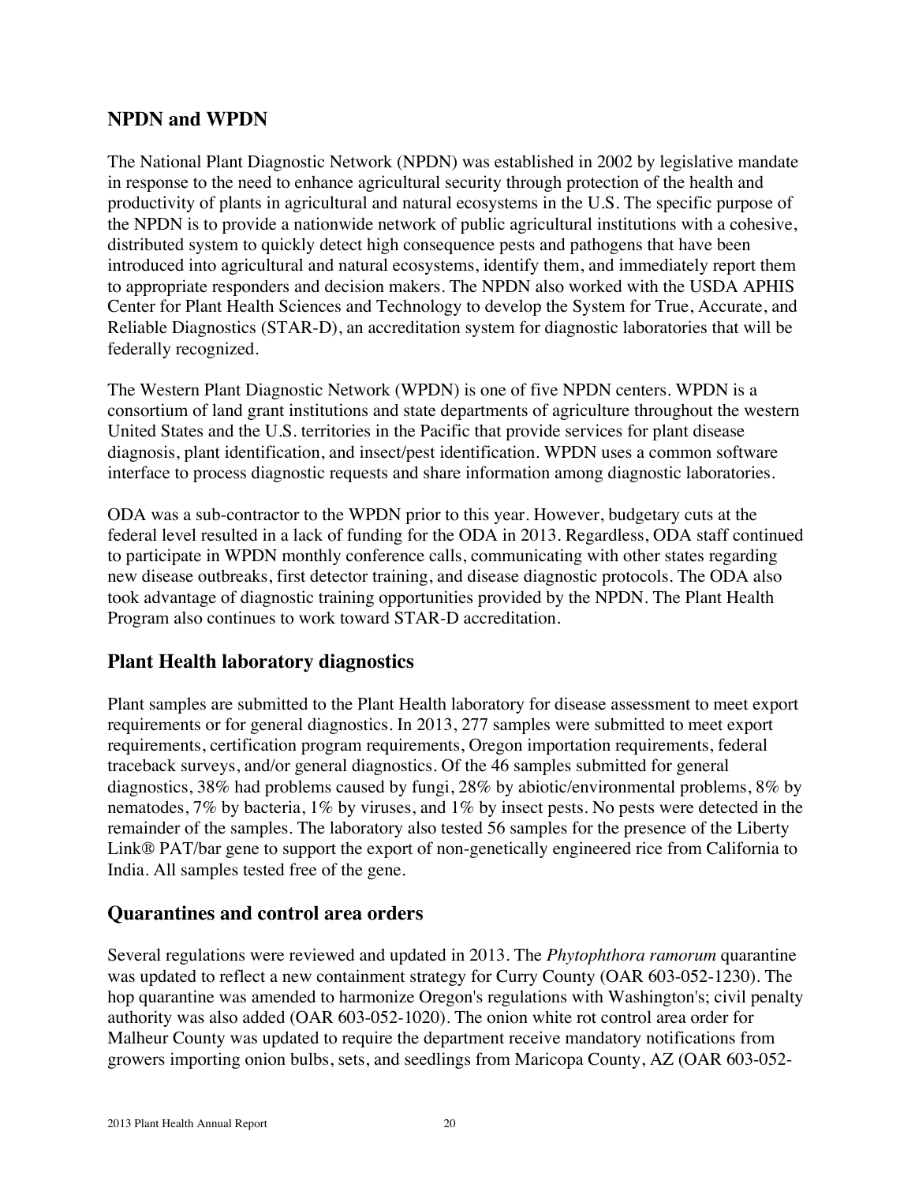## NPDN and WPDN

The National Plant Diagnostic Network (NPDN) was established in 2002 by legislative mandate in response to the need to enhance agricultural security through protection of the health and productivity of plants in agricultural and natural ecosystems in the U.S. The specific purpose of the NPDN is to provide a nationwide network of public agricultural institutions with a cohesive, distributed system to quickly detect high consequence pests and pathogens that have been introduced into agricultural and natural ecosystems, identify them, and immediately report them to appropriate responders and decision makers. The NPDN also worked with the USDA APHIS Center for Plant Health Sciences and Technology to develop the System for True, Accurate, and Reliable Diagnostics (STAR-D), an accreditation system for diagnostic laboratories that will be federally recognized.

The Western Plant Diagnostic Network (WPDN) is one of five NPDN centers. WPDN is a consortium of land grant institutions and state departments of agriculture throughout the western United States and the U.S. territories in the Pacific that provide services for plant disease diagnosis, plant identification, and insect/pest identification. WPDN uses a common software interface to process diagnostic requests and share information among diagnostic laboratories.

ODA was a sub-contractor to the WPDN prior to this year. However, budgetary cuts at the federal level resulted in a lack of funding for the ODA in 2013. Regardless, ODA staff continued to participate in WPDN monthly conference calls, communicating with other states regarding new disease outbreaks, first detector training, and disease diagnostic protocols. The ODA also took advantage of diagnostic training opportunities provided by the NPDN. The Plant Health Program also continues to work toward STAR-D accreditation.

## Plant Health laboratory diagnostics

Plant samples are submitted to the Plant Health laboratory for disease assessment to meet export requirements or for general diagnostics. In 2013, 277 samples were submitted to meet export requirements, certification program requirements, Oregon importation requirements, federal traceback surveys, and/or general diagnostics. Of the 46 samples submitted for general diagnostics, 38% had problems caused by fungi, 28% by abiotic/environmental problems, 8% by nematodes, 7% by bacteria, 1% by viruses, and 1% by insect pests. No pests were detected in the remainder of the samples. The laboratory also tested 56 samples for the presence of the Liberty Link® PAT/bar gene to support the export of non-genetically engineered rice from California to India. All samples tested free of the gene.

## Quarantines and control area orders

Several regulations were reviewed and updated in 2013. The *Phytophthora ramorum* quarantine was updated to reflect a new containment strategy for Curry County (OAR 603-052-1230). The hop quarantine was amended to harmonize Oregon's regulations with Washington's; civil penalty authority was also added (OAR 603-052-1020). The onion white rot control area order for Malheur County was updated to require the department receive mandatory notifications from growers importing onion bulbs, sets, and seedlings from Maricopa County, AZ (OAR 603-052-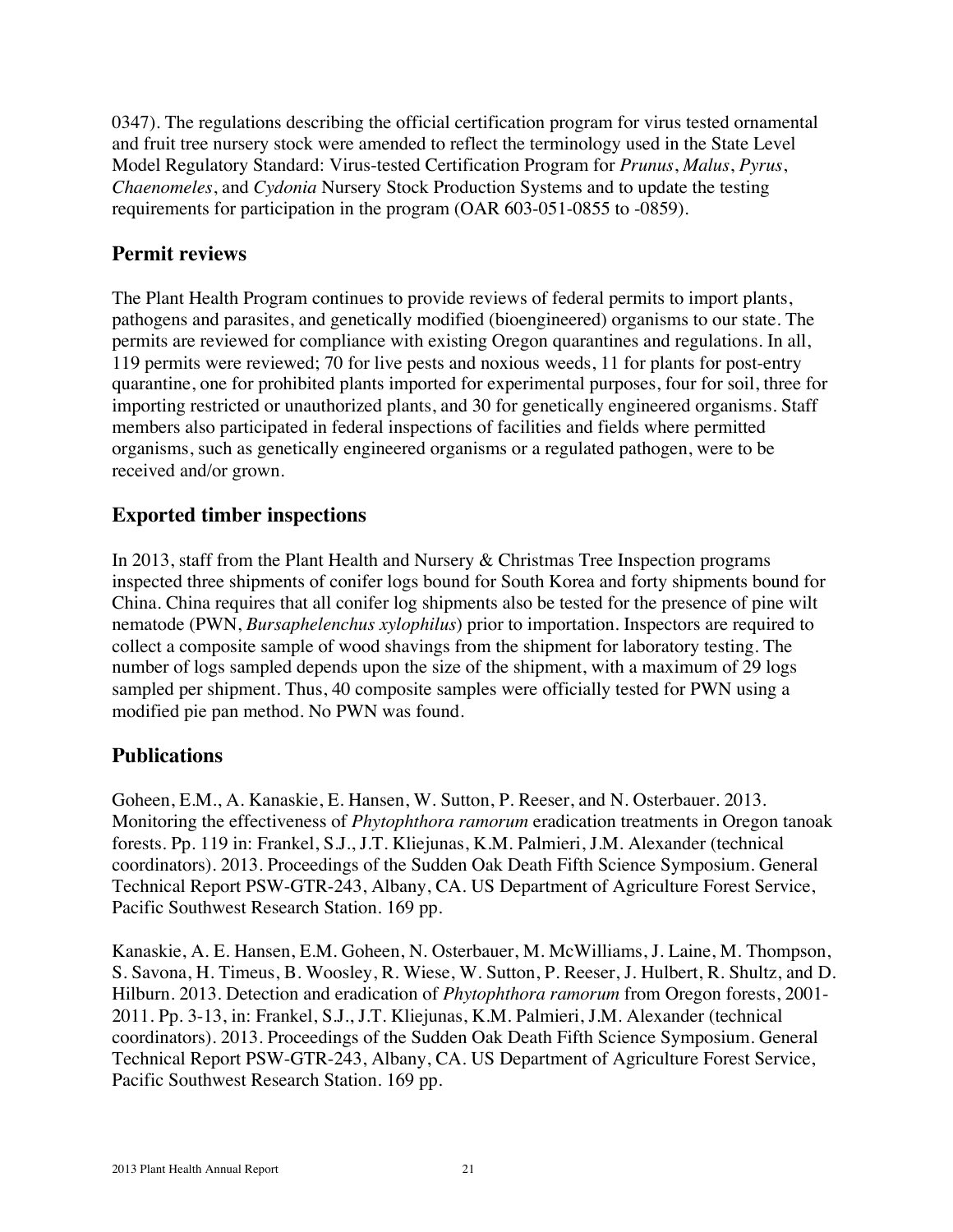0347). The regulations describing the official certification program for virus tested ornamental and fruit tree nursery stock were amended to reflect the terminology used in the State Level Model Regulatory Standard: Virus-tested Certification Program for *Prunus*, *Malus*, *Pyrus*, *Chaenomeles*, and *Cydonia* Nursery Stock Production Systems and to update the testing requirements for participation in the program (OAR 603-051-0855 to -0859).

## Permit reviews

The Plant Health Program continues to provide reviews of federal permits to import plants, pathogens and parasites, and genetically modified (bioengineered) organisms to our state. The permits are reviewed for compliance with existing Oregon quarantines and regulations. In all, 119 permits were reviewed; 70 for live pests and noxious weeds, 11 for plants for post-entry quarantine, one for prohibited plants imported for experimental purposes, four for soil, three for importing restricted or unauthorized plants, and 30 for genetically engineered organisms. Staff members also participated in federal inspections of facilities and fields where permitted organisms, such as genetically engineered organisms or a regulated pathogen, were to be received and/or grown.

## Exported timber inspections

In 2013, staff from the Plant Health and Nursery & Christmas Tree Inspection programs inspected three shipments of conifer logs bound for South Korea and forty shipments bound for China. China requires that all conifer log shipments also be tested for the presence of pine wilt nematode (PWN, *Bursaphelenchus xylophilus*) prior to importation. Inspectors are required to collect a composite sample of wood shavings from the shipment for laboratory testing. The number of logs sampled depends upon the size of the shipment, with a maximum of 29 logs sampled per shipment. Thus, 40 composite samples were officially tested for PWN using a modified pie pan method. No PWN was found.

## Publications

Goheen, E.M., A. Kanaskie, E. Hansen, W. Sutton, P. Reeser, and N. Osterbauer. 2013. Monitoring the effectiveness of *Phytophthora ramorum* eradication treatments in Oregon tanoak forests. Pp. 119 in: Frankel, S.J., J.T. Kliejunas, K.M. Palmieri, J.M. Alexander (technical coordinators). 2013. Proceedings of the Sudden Oak Death Fifth Science Symposium. General Technical Report PSW-GTR-243, Albany, CA. US Department of Agriculture Forest Service, Pacific Southwest Research Station. 169 pp.

Kanaskie, A. E. Hansen, E.M. Goheen, N. Osterbauer, M. McWilliams, J. Laine, M. Thompson, S. Savona, H. Timeus, B. Woosley, R. Wiese, W. Sutton, P. Reeser, J. Hulbert, R. Shultz, and D. Hilburn. 2013. Detection and eradication of *Phytophthora ramorum* from Oregon forests, 2001-2011. Pp. 3-13, in: Frankel, S.J., J.T. Kliejunas, K.M. Palmieri, J.M. Alexander (technical coordinators). 2013. Proceedings of the Sudden Oak Death Fifth Science Symposium. General Technical Report PSW-GTR-243, Albany, CA. US Department of Agriculture Forest Service, Pacific Southwest Research Station. 169 pp.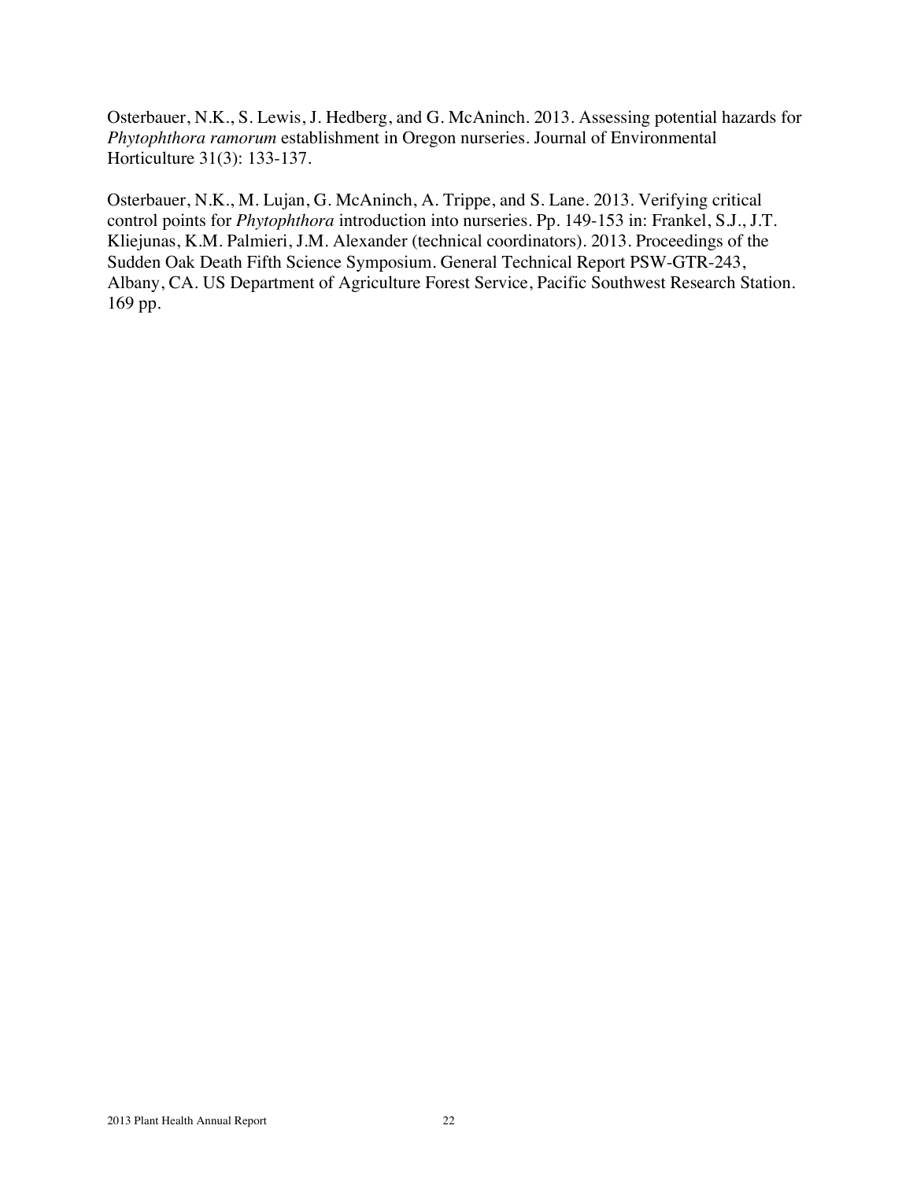Osterbauer, N.K., S. Lewis, J. Hedberg, and G. McAninch. 2013. Assessing potential hazards for *Phytophthora ramorum* establishment in Oregon nurseries. Journal of Environmental Horticulture 31(3): 133-137.

Osterbauer, N.K., M. Lujan, G. McAninch, A. Trippe, and S. Lane. 2013. Verifying critical control points for *Phytophthora* introduction into nurseries. Pp. 149-153 in: Frankel, S.J., J.T. Kliejunas, K.M. Palmieri, J.M. Alexander (technical coordinators). 2013. Proceedings of the Sudden Oak Death Fifth Science Symposium. General Technical Report PSW-GTR-243, Albany, CA. US Department of Agriculture Forest Service, Pacific Southwest Research Station. 169 pp.